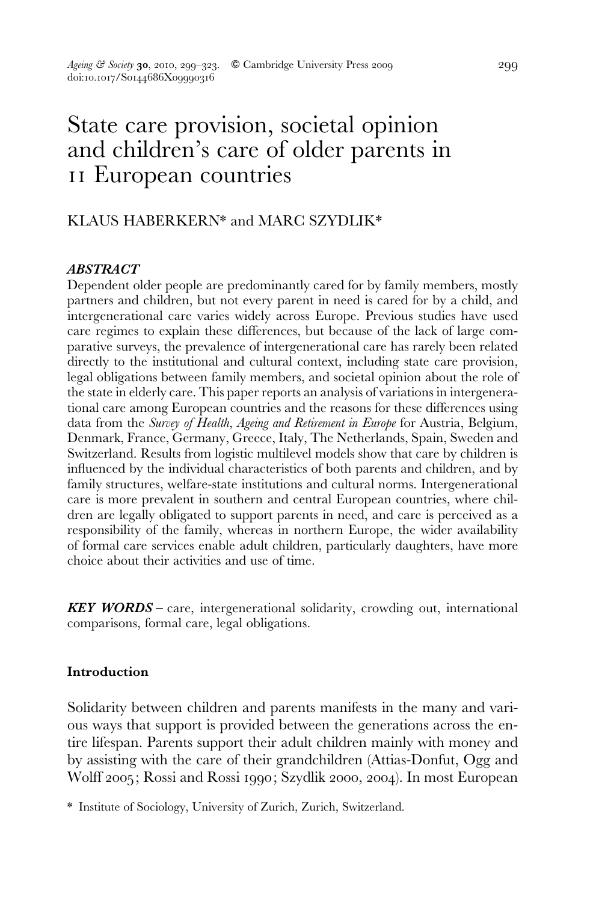# State care provision, societal opinion and children's care of older parents in 11 European countries

KLAUS HABERKERN* and MARC SZYDLIK*

## *ABSTRACT*

Dependent older people are predominantly cared for by family members, mostly partners and children, but not every parent in need is cared for by a child, and intergenerational care varies widely across Europe. Previous studies have used care regimes to explain these differences, but because of the lack of large comparative surveys, the prevalence of intergenerational care has rarely been related directly to the institutional and cultural context, including state care provision, legal obligations between family members, and societal opinion about the role of the state in elderly care. This paper reports an analysis of variations in intergenerational care among European countries and the reasons for these differences using data from the *Survey of Health, Ageing and Retirement in Europe* for Austria, Belgium, Denmark, France, Germany, Greece, Italy, The Netherlands, Spain, Sweden and Switzerland. Results from logistic multilevel models show that care by children is influenced by the individual characteristics of both parents and children, and by family structures, welfare-state institutions and cultural norms. Intergenerational care is more prevalent in southern and central European countries, where children are legally obligated to support parents in need, and care is perceived as a responsibility of the family, whereas in northern Europe, the wider availability of formal care services enable adult children, particularly daughters, have more choice about their activities and use of time.

***KEY WORDS*** – care, intergenerational solidarity, crowding out, international comparisons, formal care, legal obligations.

## Introduction

Solidarity between children and parents manifests in the many and various ways that support is provided between the generations across the entire lifespan. Parents support their adult children mainly with money and by assisting with the care of their grandchildren (Attias-Donfut, Ogg and Wolff 2005; Rossi and Rossi 1990; Szydlik 2000, 2004). In most European

\* Institute of Sociology, University of Zurich, Zurich, Switzerland.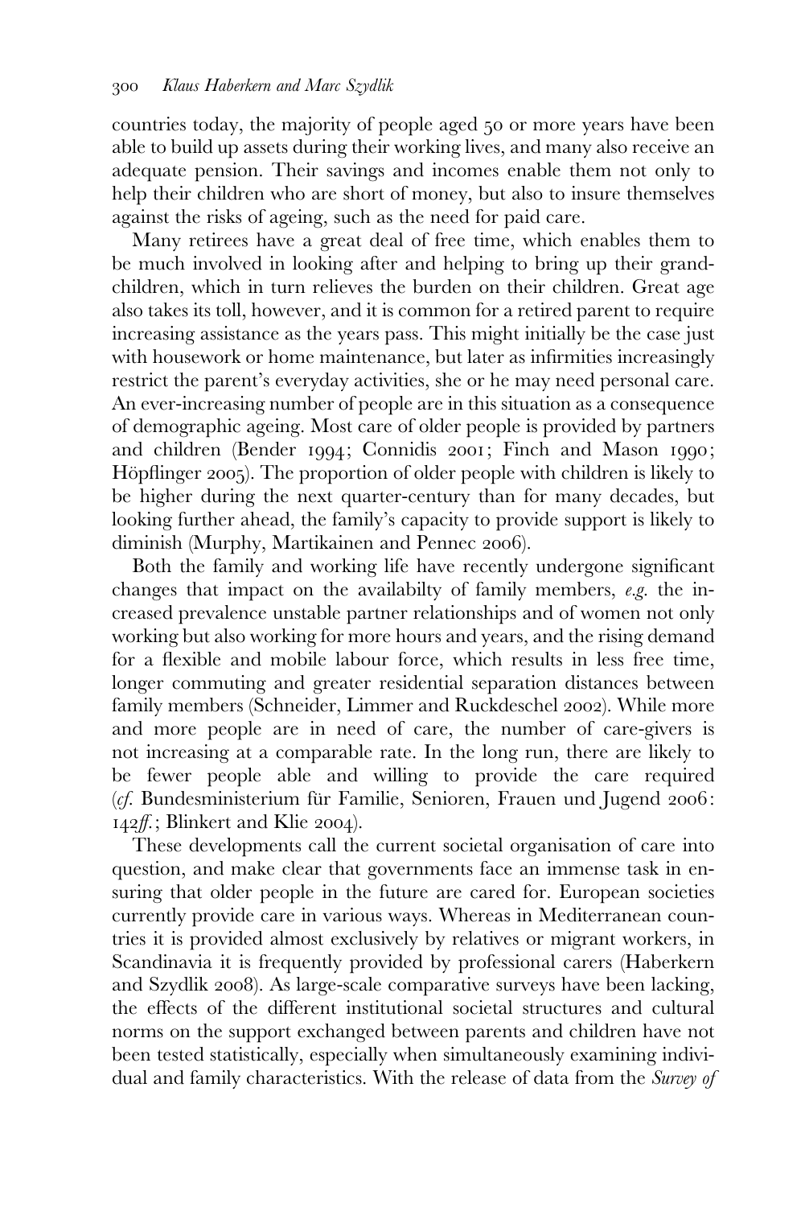countries today, the majority of people aged 50 or more years have been able to build up assets during their working lives, and many also receive an adequate pension. Their savings and incomes enable them not only to help their children who are short of money, but also to insure themselves against the risks of ageing, such as the need for paid care.

Many retirees have a great deal of free time, which enables them to be much involved in looking after and helping to bring up their grandchildren, which in turn relieves the burden on their children. Great age also takes its toll, however, and it is common for a retired parent to require increasing assistance as the years pass. This might initially be the case just with housework or home maintenance, but later as infirmities increasingly restrict the parent's everyday activities, she or he may need personal care. An ever-increasing number of people are in this situation as a consequence of demographic ageing. Most care of older people is provided by partners and children (Bender 1994; Connidis 2001; Finch and Mason 1990; Höpflinger 2005). The proportion of older people with children is likely to be higher during the next quarter-century than for many decades, but looking further ahead, the family's capacity to provide support is likely to diminish (Murphy, Martikainen and Pennec 2006).

Both the family and working life have recently undergone significant changes that impact on the availabilty of family members, *e.g.* the increased prevalence unstable partner relationships and of women not only working but also working for more hours and years, and the rising demand for a flexible and mobile labour force, which results in less free time, longer commuting and greater residential separation distances between family members (Schneider, Limmer and Ruckdeschel 2002). While more and more people are in need of care, the number of care-givers is not increasing at a comparable rate. In the long run, there are likely to be fewer people able and willing to provide the care required (*cf.* Bundesministerium für Familie, Senioren, Frauen und Jugend 2006: 142*ff.*; Blinkert and Klie 2004).

These developments call the current societal organisation of care into question, and make clear that governments face an immense task in ensuring that older people in the future are cared for. European societies currently provide care in various ways. Whereas in Mediterranean countries it is provided almost exclusively by relatives or migrant workers, in Scandinavia it is frequently provided by professional carers (Haberkern and Szydlik 2008). As large-scale comparative surveys have been lacking, the effects of the different institutional societal structures and cultural norms on the support exchanged between parents and children have not been tested statistically, especially when simultaneously examining individual and family characteristics. With the release of data from the *Survey of*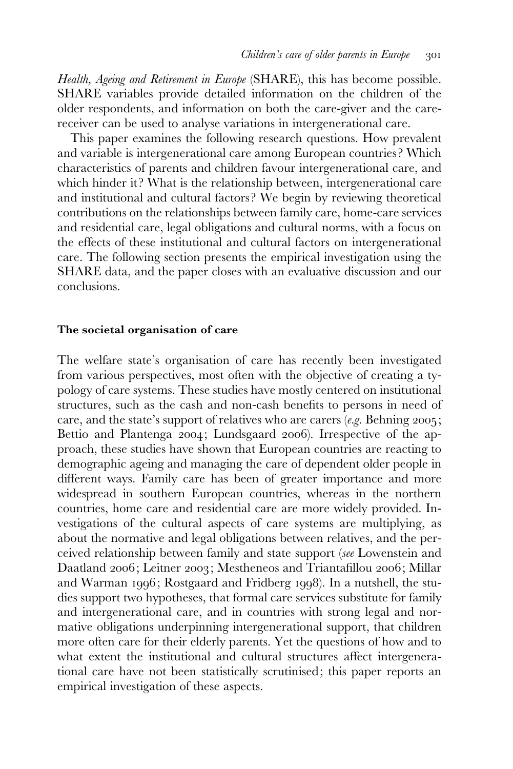*Health, Ageing and Retirement in Europe* (SHARE), this has become possible. SHARE variables provide detailed information on the children of the older respondents, and information on both the care-giver and the care-receiver can be used to analyse variations in intergenerational care.

This paper examines the following research questions. How prevalent and variable is intergenerational care among European countries? Which characteristics of parents and children favour intergenerational care, and which hinder it? What is the relationship between, intergenerational care and institutional and cultural factors? We begin by reviewing theoretical contributions on the relationships between family care, home-care services and residential care, legal obligations and cultural norms, with a focus on the effects of these institutional and cultural factors on intergenerational care. The following section presents the empirical investigation using the SHARE data, and the paper closes with an evaluative discussion and our conclusions.

## The societal organisation of care

The welfare state's organisation of care has recently been investigated from various perspectives, most often with the objective of creating a typology of care systems. These studies have mostly centered on institutional structures, such as the cash and non-cash benefits to persons in need of care, and the state's support of relatives who are carers (*e.g.* Behning 2005; Bettio and Plantenga 2004; Lundsgaard 2006). Irrespective of the approach, these studies have shown that European countries are reacting to demographic ageing and managing the care of dependent older people in different ways. Family care has been of greater importance and more widespread in southern European countries, whereas in the northern countries, home care and residential care are more widely provided. Investigations of the cultural aspects of care systems are multiplying, as about the normative and legal obligations between relatives, and the perceived relationship between family and state support (*see* Lowenstein and Daatland 2006; Leitner 2003; Mestheneos and Triantafillou 2006; Millar and Warman 1996; Rostgaard and Fridberg 1998). In a nutshell, the studies support two hypotheses, that formal care services substitute for family and intergenerational care, and in countries with strong legal and normative obligations underpinning intergenerational support, that children more often care for their elderly parents. Yet the questions of how and to what extent the institutional and cultural structures affect intergenerational care have not been statistically scrutinised; this paper reports an empirical investigation of these aspects.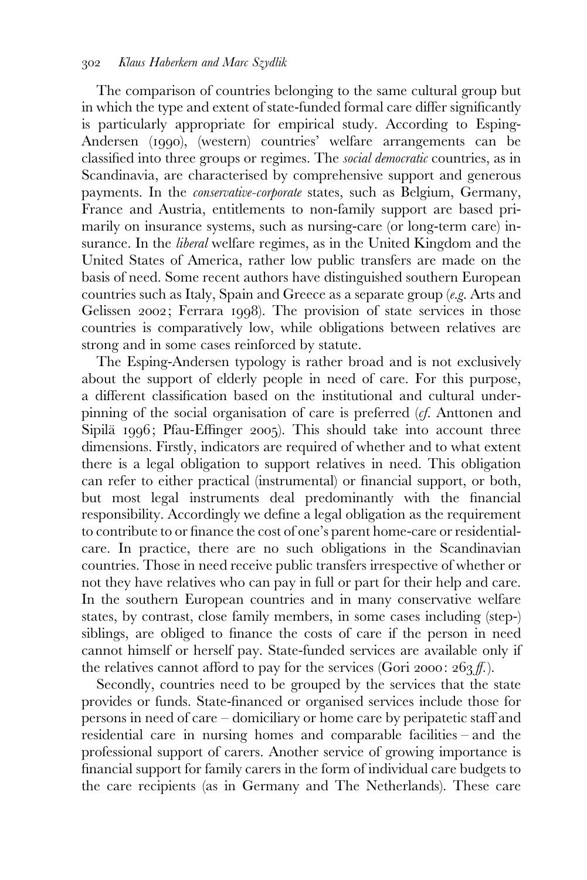The comparison of countries belonging to the same cultural group but in which the type and extent of state-funded formal care differ significantly is particularly appropriate for empirical study. According to Esping-Andersen (1990), (western) countries' welfare arrangements can be classified into three groups or regimes. The *social democratic* countries, as in Scandinavia, are characterised by comprehensive support and generous payments. In the *conservative-corporate* states, such as Belgium, Germany, France and Austria, entitlements to non-family support are based primarily on insurance systems, such as nursing-care (or long-term care) insurance. In the *liberal* welfare regimes, as in the United Kingdom and the United States of America, rather low public transfers are made on the basis of need. Some recent authors have distinguished southern European countries such as Italy, Spain and Greece as a separate group (*e.g.* Arts and Gelissen 2002; Ferrara 1998). The provision of state services in those countries is comparatively low, while obligations between relatives are strong and in some cases reinforced by statute.

The Esping-Andersen typology is rather broad and is not exclusively about the support of elderly people in need of care. For this purpose, a different classification based on the institutional and cultural underpinning of the social organisation of care is preferred (*cf.* Anttonen and Sipilä 1996; Pfau-Effinger 2005). This should take into account three dimensions. Firstly, indicators are required of whether and to what extent there is a legal obligation to support relatives in need. This obligation can refer to either practical (instrumental) or financial support, or both, but most legal instruments deal predominantly with the financial responsibility. Accordingly we define a legal obligation as the requirement to contribute to or finance the cost of one's parent home-care or residential-care. In practice, there are no such obligations in the Scandinavian countries. Those in need receive public transfers irrespective of whether or not they have relatives who can pay in full or part for their help and care. In the southern European countries and in many conservative welfare states, by contrast, close family members, in some cases including (step-) siblings, are obliged to finance the costs of care if the person in need cannot himself or herself pay. State-funded services are available only if the relatives cannot afford to pay for the services (Gori 2000: 263 *ff.*).

Secondly, countries need to be grouped by the services that the state provides or funds. State-financed or organised services include those for persons in need of care – domiciliary or home care by peripatetic staff and residential care in nursing homes and comparable facilities – and the professional support of carers. Another service of growing importance is financial support for family carers in the form of individual care budgets to the care recipients (as in Germany and The Netherlands). These care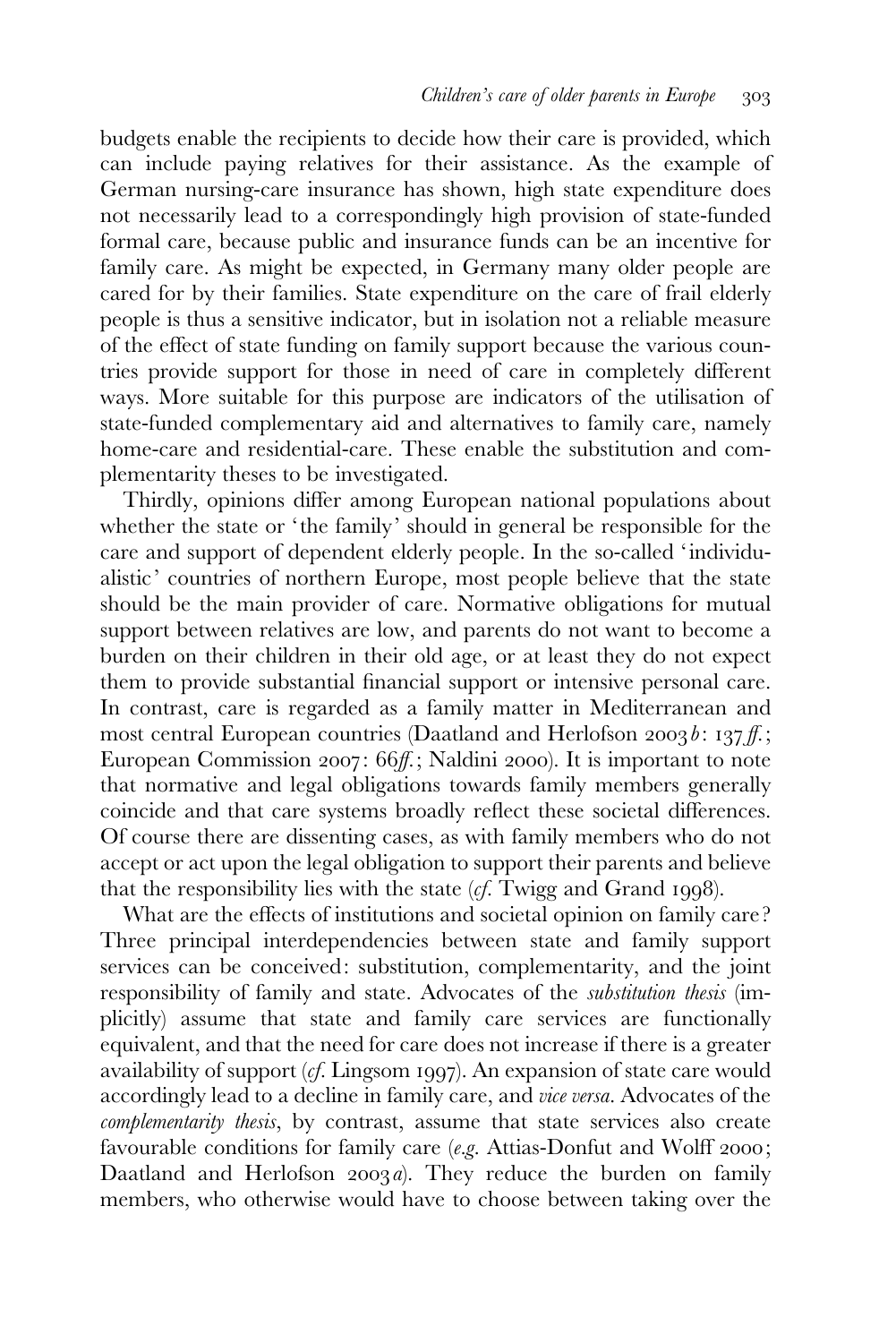budgets enable the recipients to decide how their care is provided, which can include paying relatives for their assistance. As the example of German nursing-care insurance has shown, high state expenditure does not necessarily lead to a correspondingly high provision of state-funded formal care, because public and insurance funds can be an incentive for family care. As might be expected, in Germany many older people are cared for by their families. State expenditure on the care of frail elderly people is thus a sensitive indicator, but in isolation not a reliable measure of the effect of state funding on family support because the various countries provide support for those in need of care in completely different ways. More suitable for this purpose are indicators of the utilisation of state-funded complementary aid and alternatives to family care, namely home-care and residential-care. These enable the substitution and complementarity theses to be investigated.

Thirdly, opinions differ among European national populations about whether the state or 'the family' should in general be responsible for the care and support of dependent elderly people. In the so-called 'individualistic' countries of northern Europe, most people believe that the state should be the main provider of care. Normative obligations for mutual support between relatives are low, and parents do not want to become a burden on their children in their old age, or at least they do not expect them to provide substantial financial support or intensive personal care. In contrast, care is regarded as a family matter in Mediterranean and most central European countries (Daatland and Herlofson 2003*b*: 137*ff.*; European Commission 2007: 66*ff.*; Naldini 2000). It is important to note that normative and legal obligations towards family members generally coincide and that care systems broadly reflect these societal differences. Of course there are dissenting cases, as with family members who do not accept or act upon the legal obligation to support their parents and believe that the responsibility lies with the state (*cf.* Twigg and Grand 1998).

What are the effects of institutions and societal opinion on family care? Three principal interdependencies between state and family support services can be conceived: substitution, complementarity, and the joint responsibility of family and state. Advocates of the *substitution thesis* (implicitly) assume that state and family care services are functionally equivalent, and that the need for care does not increase if there is a greater availability of support (*cf.* Lingsom 1997). An expansion of state care would accordingly lead to a decline in family care, and *vice versa*. Advocates of the *complementarity thesis*, by contrast, assume that state services also create favourable conditions for family care (*e.g.* Attias-Donfut and Wolff 2000; Daatland and Herlofson 2003*a*). They reduce the burden on family members, who otherwise would have to choose between taking over the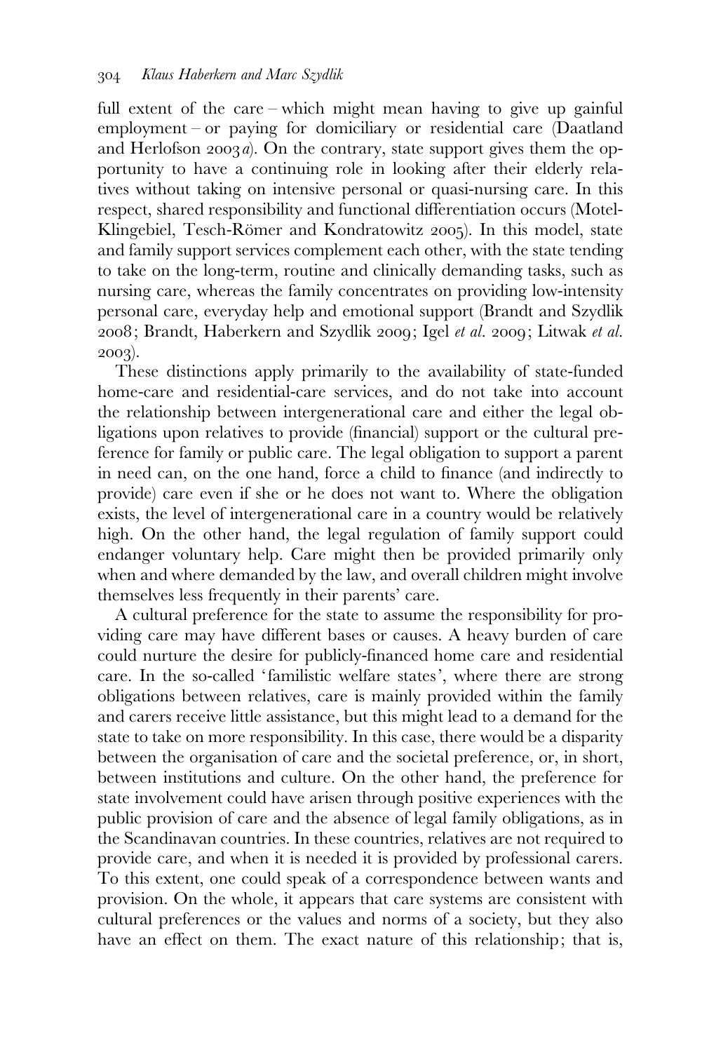full extent of the care – which might mean having to give up gainful employment – or paying for domiciliary or residential care (Daatland and Herlofson 2003*a*). On the contrary, state support gives them the opportunity to have a continuing role in looking after their elderly relatives without taking on intensive personal or quasi-nursing care. In this respect, shared responsibility and functional differentiation occurs (Motel-Klingebiel, Tesch-Römer and Kondratowitz 2005). In this model, state and family support services complement each other, with the state tending to take on the long-term, routine and clinically demanding tasks, such as nursing care, whereas the family concentrates on providing low-intensity personal care, everyday help and emotional support (Brandt and Szydlik 2008; Brandt, Haberkern and Szydlik 2009; Igel *et al.* 2009; Litwak *et al.* 2003).

These distinctions apply primarily to the availability of state-funded home-care and residential-care services, and do not take into account the relationship between intergenerational care and either the legal obligations upon relatives to provide (financial) support or the cultural preference for family or public care. The legal obligation to support a parent in need can, on the one hand, force a child to finance (and indirectly to provide) care even if she or he does not want to. Where the obligation exists, the level of intergenerational care in a country would be relatively high. On the other hand, the legal regulation of family support could endanger voluntary help. Care might then be provided primarily only when and where demanded by the law, and overall children might involve themselves less frequently in their parents' care.

A cultural preference for the state to assume the responsibility for providing care may have different bases or causes. A heavy burden of care could nurture the desire for publicly-financed home care and residential care. In the so-called 'familistic welfare states', where there are strong obligations between relatives, care is mainly provided within the family and carers receive little assistance, but this might lead to a demand for the state to take on more responsibility. In this case, there would be a disparity between the organisation of care and the societal preference, or, in short, between institutions and culture. On the other hand, the preference for state involvement could have arisen through positive experiences with the public provision of care and the absence of legal family obligations, as in the Scandinavan countries. In these countries, relatives are not required to provide care, and when it is needed it is provided by professional carers. To this extent, one could speak of a correspondence between wants and provision. On the whole, it appears that care systems are consistent with cultural preferences or the values and norms of a society, but they also have an effect on them. The exact nature of this relationship; that is,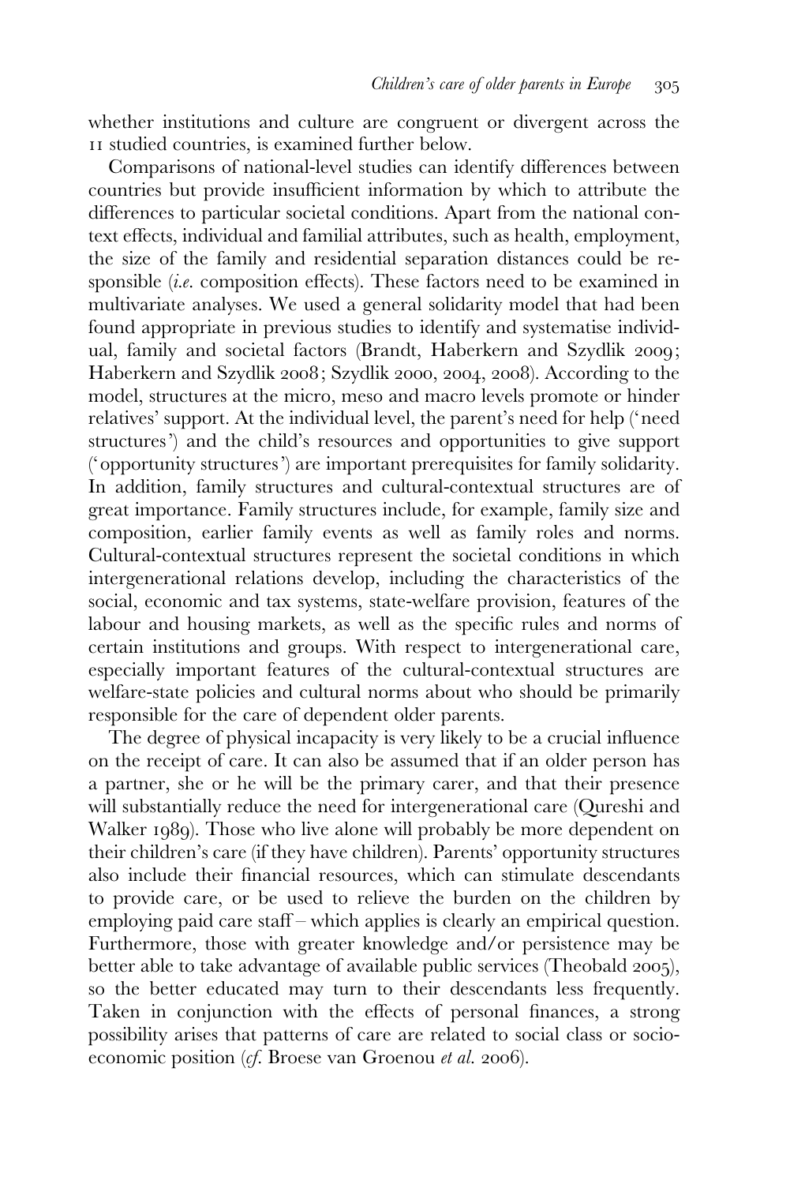whether institutions and culture are congruent or divergent across the 11 studied countries, is examined further below.

Comparisons of national-level studies can identify differences between countries but provide insufficient information by which to attribute the differences to particular societal conditions. Apart from the national context effects, individual and familial attributes, such as health, employment, the size of the family and residential separation distances could be responsible (*i.e.* composition effects). These factors need to be examined in multivariate analyses. We used a general solidarity model that had been found appropriate in previous studies to identify and systematise individual, family and societal factors (Brandt, Haberkern and Szydlik 2009; Haberkern and Szydlik 2008; Szydlik 2000, 2004, 2008). According to the model, structures at the micro, meso and macro levels promote or hinder relatives' support. At the individual level, the parent's need for help ('need structures') and the child's resources and opportunities to give support ('opportunity structures') are important prerequisites for family solidarity. In addition, family structures and cultural-contextual structures are of great importance. Family structures include, for example, family size and composition, earlier family events as well as family roles and norms. Cultural-contextual structures represent the societal conditions in which intergenerational relations develop, including the characteristics of the social, economic and tax systems, state-welfare provision, features of the labour and housing markets, as well as the specific rules and norms of certain institutions and groups. With respect to intergenerational care, especially important features of the cultural-contextual structures are welfare-state policies and cultural norms about who should be primarily responsible for the care of dependent older parents.

The degree of physical incapacity is very likely to be a crucial influence on the receipt of care. It can also be assumed that if an older person has a partner, she or he will be the primary carer, and that their presence will substantially reduce the need for intergenerational care (Qureshi and Walker 1989). Those who live alone will probably be more dependent on their children's care (if they have children). Parents' opportunity structures also include their financial resources, which can stimulate descendants to provide care, or be used to relieve the burden on the children by employing paid care staff – which applies is clearly an empirical question. Furthermore, those with greater knowledge and/or persistence may be better able to take advantage of available public services (Theobald 2005), so the better educated may turn to their descendants less frequently. Taken in conjunction with the effects of personal finances, a strong possibility arises that patterns of care are related to social class or socio-economic position (*cf.* Broese van Groenou *et al.* 2006).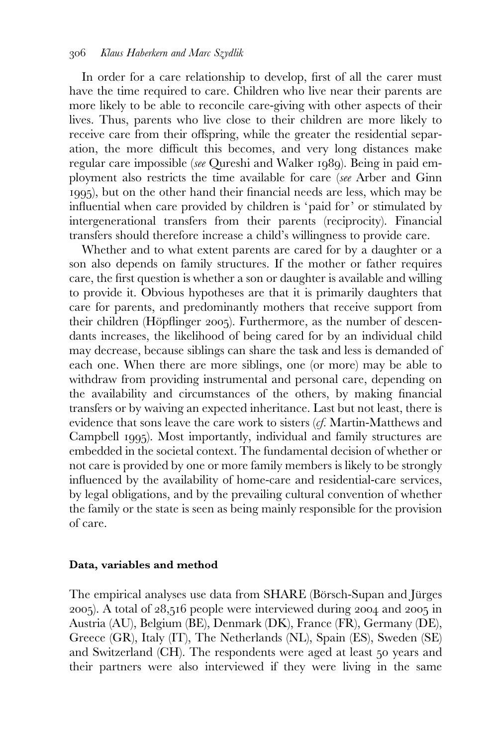In order for a care relationship to develop, first of all the carer must have the time required to care. Children who live near their parents are more likely to be able to reconcile care-giving with other aspects of their lives. Thus, parents who live close to their children are more likely to receive care from their offspring, while the greater the residential separation, the more difficult this becomes, and very long distances make regular care impossible (*see* Qureshi and Walker 1989). Being in paid employment also restricts the time available for care (*see* Arber and Ginn 1995), but on the other hand their financial needs are less, which may be influential when care provided by children is 'paid for' or stimulated by intergenerational transfers from their parents (reciprocity). Financial transfers should therefore increase a child's willingness to provide care.

Whether and to what extent parents are cared for by a daughter or a son also depends on family structures. If the mother or father requires care, the first question is whether a son or daughter is available and willing to provide it. Obvious hypotheses are that it is primarily daughters that care for parents, and predominantly mothers that receive support from their children (Höpflinger 2005). Furthermore, as the number of descendants increases, the likelihood of being cared for by an individual child may decrease, because siblings can share the task and less is demanded of each one. When there are more siblings, one (or more) may be able to withdraw from providing instrumental and personal care, depending on the availability and circumstances of the others, by making financial transfers or by waiving an expected inheritance. Last but not least, there is evidence that sons leave the care work to sisters (*cf.* Martin-Matthews and Campbell 1995). Most importantly, individual and family structures are embedded in the societal context. The fundamental decision of whether or not care is provided by one or more family members is likely to be strongly influenced by the availability of home-care and residential-care services, by legal obligations, and by the prevailing cultural convention of whether the family or the state is seen as being mainly responsible for the provision of care.

### Data, variables and method

The empirical analyses use data from SHARE (Börsch-Supan and Jürges 2005). A total of 28,516 people were interviewed during 2004 and 2005 in Austria (AU), Belgium (BE), Denmark (DK), France (FR), Germany (DE), Greece (GR), Italy (IT), The Netherlands (NL), Spain (ES), Sweden (SE) and Switzerland (CH). The respondents were aged at least 50 years and their partners were also interviewed if they were living in the same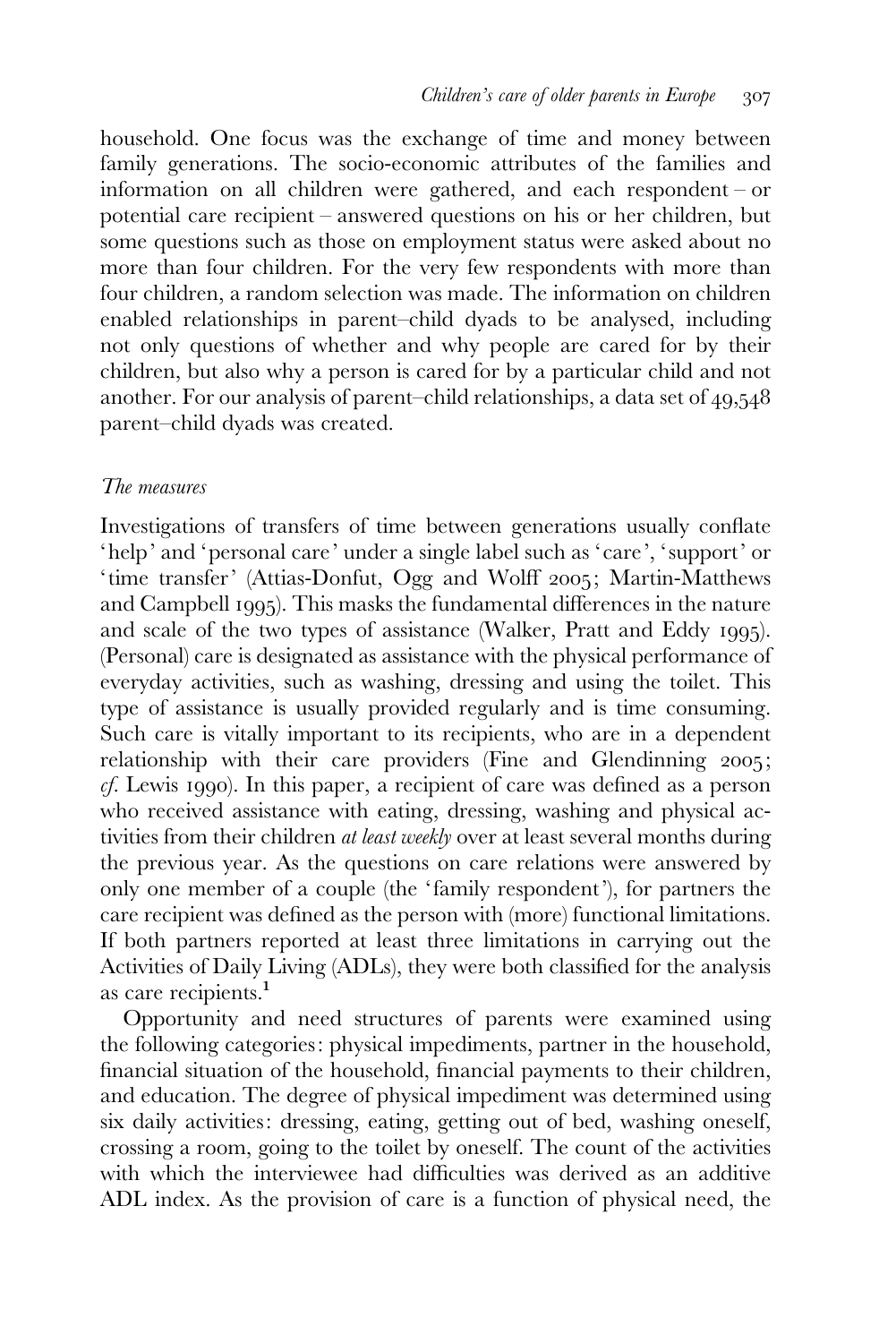household. One focus was the exchange of time and money between family generations. The socio-economic attributes of the families and information on all children were gathered, and each respondent – or potential care recipient – answered questions on his or her children, but some questions such as those on employment status were asked about no more than four children. For the very few respondents with more than four children, a random selection was made. The information on children enabled relationships in parent–child dyads to be analysed, including not only questions of whether and why people are cared for by their children, but also why a person is cared for by a particular child and not another. For our analysis of parent–child relationships, a data set of 49,548 parent–child dyads was created.

### *The measures*

Investigations of transfers of time between generations usually conflate 'help' and 'personal care' under a single label such as 'care', 'support' or 'time transfer' (Attias-Donfut, Ogg and Wolff 2005; Martin-Matthews and Campbell 1995). This masks the fundamental differences in the nature and scale of the two types of assistance (Walker, Pratt and Eddy 1995). (Personal) care is designated as assistance with the physical performance of everyday activities, such as washing, dressing and using the toilet. This type of assistance is usually provided regularly and is time consuming. Such care is vitally important to its recipients, who are in a dependent relationship with their care providers (Fine and Glendinning 2005; *cf.* Lewis 1990). In this paper, a recipient of care was defined as a person who received assistance with eating, dressing, washing and physical activities from their children *at least weekly* over at least several months during the previous year. As the questions on care relations were answered by only one member of a couple (the 'family respondent'), for partners the care recipient was defined as the person with (more) functional limitations. If both partners reported at least three limitations in carrying out the Activities of Daily Living (ADLs), they were both classified for the analysis as care recipients.[1]

Opportunity and need structures of parents were examined using the following categories: physical impediments, partner in the household, financial situation of the household, financial payments to their children, and education. The degree of physical impediment was determined using six daily activities: dressing, eating, getting out of bed, washing oneself, crossing a room, going to the toilet by oneself. The count of the activities with which the interviewee had difficulties was derived as an additive ADL index. As the provision of care is a function of physical need, the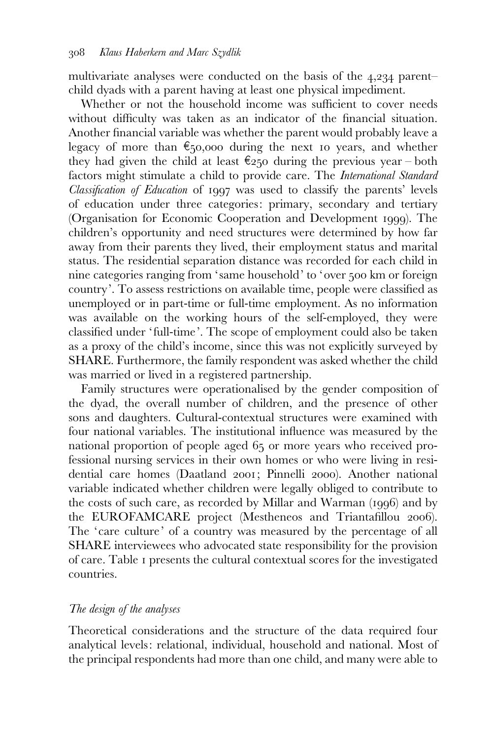multivariate analyses were conducted on the basis of the 4,234 parent–child dyads with a parent having at least one physical impediment.

Whether or not the household income was sufficient to cover needs without difficulty was taken as an indicator of the financial situation. Another financial variable was whether the parent would probably leave a legacy of more than €50,000 during the next 10 years, and whether they had given the child at least €250 during the previous year – both factors might stimulate a child to provide care. The *International Standard Classification of Education* of 1997 was used to classify the parents' levels of education under three categories: primary, secondary and tertiary (Organisation for Economic Cooperation and Development 1999). The children's opportunity and need structures were determined by how far away from their parents they lived, their employment status and marital status. The residential separation distance was recorded for each child in nine categories ranging from 'same household' to 'over 500 km or foreign country'. To assess restrictions on available time, people were classified as unemployed or in part-time or full-time employment. As no information was available on the working hours of the self-employed, they were classified under 'full-time'. The scope of employment could also be taken as a proxy of the child's income, since this was not explicitly surveyed by SHARE. Furthermore, the family respondent was asked whether the child was married or lived in a registered partnership.

Family structures were operationalised by the gender composition of the dyad, the overall number of children, and the presence of other sons and daughters. Cultural-contextual structures were examined with four national variables. The institutional influence was measured by the national proportion of people aged 65 or more years who received professional nursing services in their own homes or who were living in residential care homes (Daatland 2001; Pinnelli 2000). Another national variable indicated whether children were legally obliged to contribute to the costs of such care, as recorded by Millar and Warman (1996) and by the EUROFAMCARE project (Mestheneos and Triantafillou 2006). The 'care culture' of a country was measured by the percentage of all SHARE interviewees who advocated state responsibility for the provision of care. Table 1 presents the cultural contextual scores for the investigated countries.

### *The design of the analyses*

Theoretical considerations and the structure of the data required four analytical levels: relational, individual, household and national. Most of the principal respondents had more than one child, and many were able to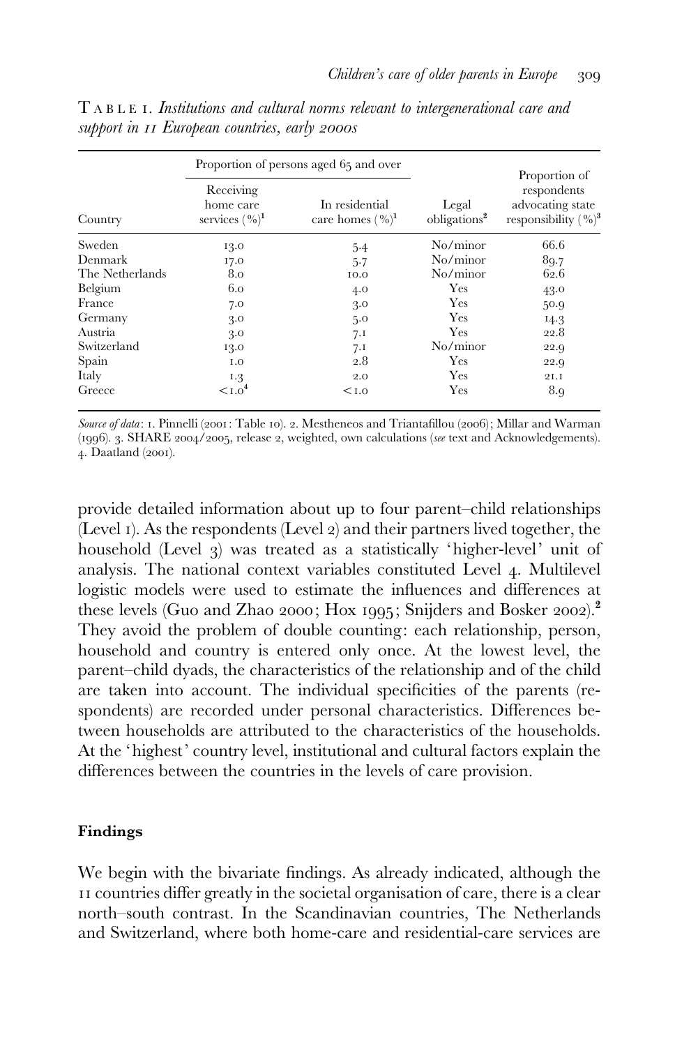TABLE 1. *Institutions and cultural norms relevant to intergenerational care and support in 11 European countries, early 2000s*

| | Proportion of persons aged 65 and over | | | |
|---|---|---|---|---|
| Country | Receiving home care services (%)[1] | In residential care homes (%)[1] | Legal obligations[2] | Proportion of respondents advocating state responsibility (%)[3] |
| Sweden | 13.0 | 5.4 | No/minor | 66.6 |
| Denmark | 17.0 | 5.7 | No/minor | 89.7 |
| The Netherlands | 8.0 | 10.0 | No/minor | 62.6 |
| Belgium | 6.0 | 4.0 | Yes | 43.0 |
| France | 7.0 | 3.0 | Yes | 50.9 |
| Germany | 3.0 | 5.0 | Yes | 14.3 |
| Austria | 3.0 | 7.1 | Yes | 22.8 |
| Switzerland | 13.0 | 7.1 | No/minor | 22.9 |
| Spain | 1.0 | 2.8 | Yes | 22.9 |
| Italy | 1.3 | 2.0 | Yes | 21.1 |
| Greece | <1.0[4] | <1.0 | Yes | 8.9 |

*Source of data*: 1. Pinnelli (2001: Table 10). 2. Mestheneos and Triantafillou (2006); Millar and Warman (1996). 3. SHARE 2004/2005, release 2, weighted, own calculations (*see* text and Acknowledgements). 4. Daatland (2001).

provide detailed information about up to four parent–child relationships (Level 1). As the respondents (Level 2) and their partners lived together, the household (Level 3) was treated as a statistically 'higher-level' unit of analysis. The national context variables constituted Level 4. Multilevel logistic models were used to estimate the influences and differences at these levels (Guo and Zhao 2000; Hox 1995; Snijders and Bosker 2002).[2] They avoid the problem of double counting: each relationship, person, household and country is entered only once. At the lowest level, the parent–child dyads, the characteristics of the relationship and of the child are taken into account. The individual specificities of the parents (respondents) are recorded under personal characteristics. Differences between households are attributed to the characteristics of the households. At the 'highest' country level, institutional and cultural factors explain the differences between the countries in the levels of care provision.

## Findings

We begin with the bivariate findings. As already indicated, although the 11 countries differ greatly in the societal organisation of care, there is a clear north–south contrast. In the Scandinavian countries, The Netherlands and Switzerland, where both home-care and residential-care services are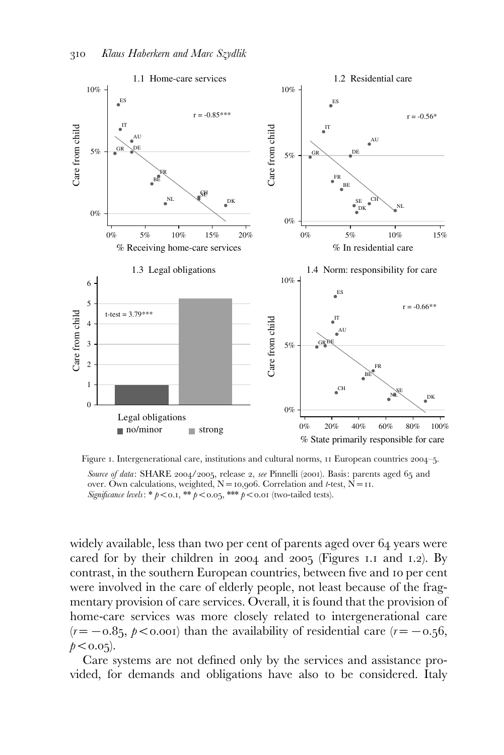1.1 Home-care services

Care from child

10%

5%

0%

ES

IT

AU

GR

DE

FR

BE

CH

SE

NL

DK

r = -0.85***

0% 5% 10% 15% 20%

% Receiving home-care services

1.2 Residential care

Care from child

10%

5%

0%

ES

IT

AU

GR

DE

FR

BE

SE

CH

DK

NL

r = -0.56*

0% 5% 10% 15%

% In residential care

1.3 Legal obligations

Care from child

6

5

4

3

2

1

0

t-test = 3.79***

Legal obligations

no/minor strong

1.4 Norm: responsibility for care

Care from child

10%

5%

0%

ES

IT

AU

GR DE

FR

BE

CH

NL

SE

DK

r = -0.66**

0% 20% 40% 60% 80% 100%

% State primarily responsible for care

Figure 1. Intergenerational care, institutions and cultural norms, 11 European countries 2004–5.

*Source of data*: SHARE 2004/2005, release 2, *see* Pinnelli (2001). Basis: parents aged 65 and over. Own calculations, weighted, N = 10,906. Correlation and *t*-test, N = 11.
*Significance levels*: * $p < 0.1$, ** $p < 0.05$, *** $p < 0.01$ (two-tailed tests).

widely available, less than two per cent of parents aged over 64 years were cared for by their children in 2004 and 2005 (Figures 1.1 and 1.2). By contrast, in the southern European countries, between five and 10 per cent were involved in the care of elderly people, not least because of the fragmentary provision of care services. Overall, it is found that the provision of home-care services was more closely related to intergenerational care ($r = -0.85$, $p < 0.001$) than the availability of residential care ($r = -0.56$, $p < 0.05$).

Care systems are not defined only by the services and assistance provided, for demands and obligations have also to be considered. Italy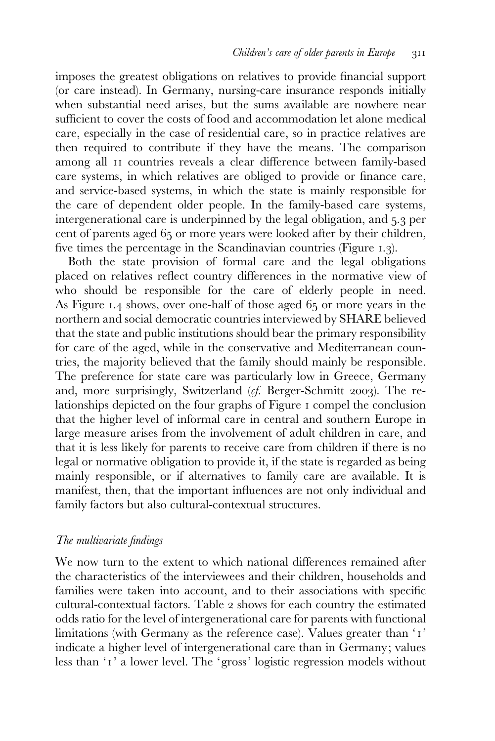imposes the greatest obligations on relatives to provide financial support (or care instead). In Germany, nursing-care insurance responds initially when substantial need arises, but the sums available are nowhere near sufficient to cover the costs of food and accommodation let alone medical care, especially in the case of residential care, so in practice relatives are then required to contribute if they have the means. The comparison among all 11 countries reveals a clear difference between family-based care systems, in which relatives are obliged to provide or finance care, and service-based systems, in which the state is mainly responsible for the care of dependent older people. In the family-based care systems, intergenerational care is underpinned by the legal obligation, and 5.3 per cent of parents aged 65 or more years were looked after by their children, five times the percentage in the Scandinavian countries (Figure 1.3).

Both the state provision of formal care and the legal obligations placed on relatives reflect country differences in the normative view of who should be responsible for the care of elderly people in need. As Figure 1.4 shows, over one-half of those aged 65 or more years in the northern and social democratic countries interviewed by SHARE believed that the state and public institutions should bear the primary responsibility for care of the aged, while in the conservative and Mediterranean countries, the majority believed that the family should mainly be responsible. The preference for state care was particularly low in Greece, Germany and, more surprisingly, Switzerland (*cf.* Berger-Schmitt 2003). The relationships depicted on the four graphs of Figure 1 compel the conclusion that the higher level of informal care in central and southern Europe in large measure arises from the involvement of adult children in care, and that it is less likely for parents to receive care from children if there is no legal or normative obligation to provide it, if the state is regarded as being mainly responsible, or if alternatives to family care are available. It is manifest, then, that the important influences are not only individual and family factors but also cultural-contextual structures.

### *The multivariate findings*

We now turn to the extent to which national differences remained after the characteristics of the interviewees and their children, households and families were taken into account, and to their associations with specific cultural-contextual factors. Table 2 shows for each country the estimated odds ratio for the level of intergenerational care for parents with functional limitations (with Germany as the reference case). Values greater than '1' indicate a higher level of intergenerational care than in Germany; values less than '1' a lower level. The 'gross' logistic regression models without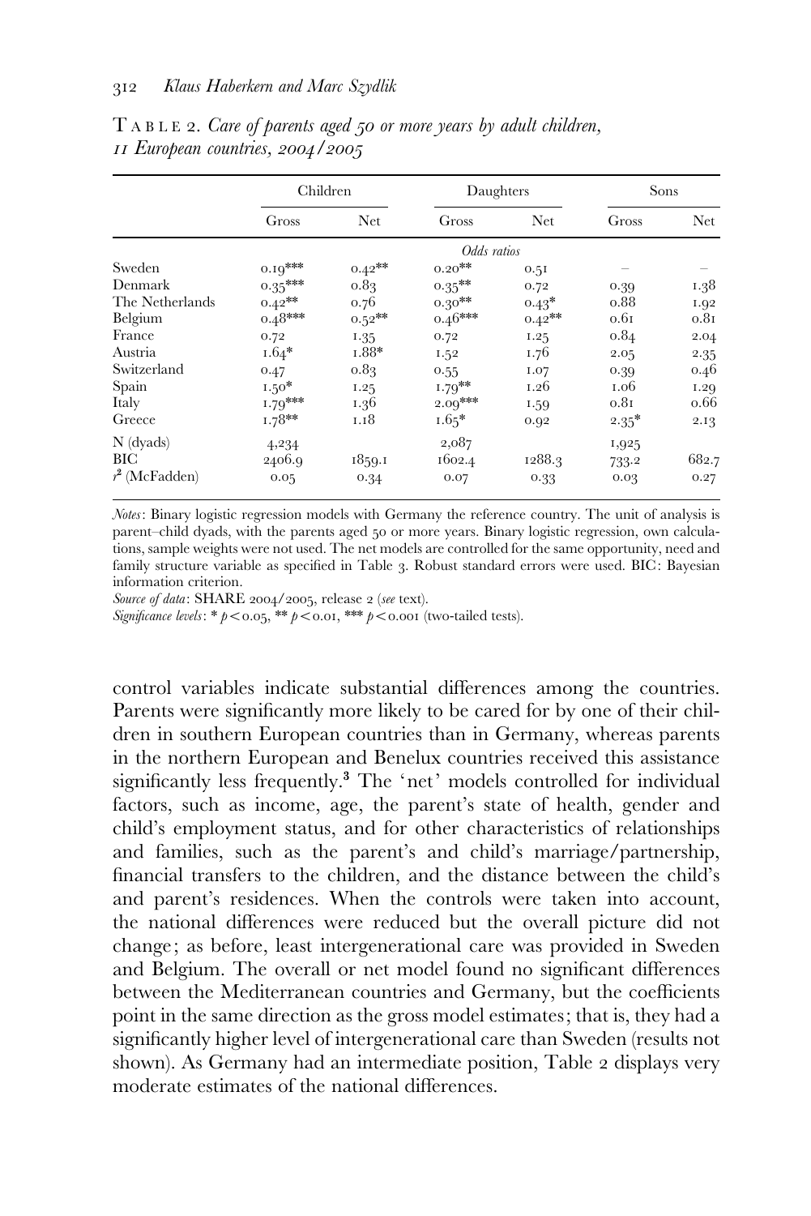TABLE 2. *Care of parents aged 50 or more years by adult children, 11 European countries, 2004/2005*

| | Children | | Daughters | | Sons | |
|---|---|---|---|---|---|---|
| | Gross | Net | Gross | Net | Gross | Net |
| | *Odds ratios* | | | | | |
| Sweden | 0.19*** | 0.42** | 0.20** | 0.51 | – | – |
| Denmark | 0.35*** | 0.83 | 0.35** | 0.72 | 0.39 | 1.38 |
| The Netherlands | 0.42** | 0.76 | 0.30** | 0.43* | 0.88 | 1.92 |
| Belgium | 0.48*** | 0.52** | 0.46*** | 0.42** | 0.61 | 0.81 |
| France | 0.72 | 1.35 | 0.72 | 1.25 | 0.84 | 2.04 |
| Austria | 1.64* | 1.88* | 1.52 | 1.76 | 2.05 | 2.35 |
| Switzerland | 0.47 | 0.83 | 0.55 | 1.07 | 0.39 | 0.46 |
| Spain | 1.50* | 1.25 | 1.79** | 1.26 | 1.06 | 1.29 |
| Italy | 1.79*** | 1.36 | 2.09*** | 1.59 | 0.81 | 0.66 |
| Greece | 1.78** | 1.18 | 1.65* | 0.92 | 2.35* | 2.13 |
| N (dyads) | 4,234 | | 2,087 | | 1,925 | |
| BIC | 2406.9 | 1859.1 | 1602.4 | 1288.3 | 733.2 | 682.7 |
| $r^2$ (McFadden) | 0.05 | 0.34 | 0.07 | 0.33 | 0.03 | 0.27 |

*Notes*: Binary logistic regression models with Germany the reference country. The unit of analysis is parent–child dyads, with the parents aged 50 or more years. Binary logistic regression, own calculations, sample weights were not used. The net models are controlled for the same opportunity, need and family structure variable as specified in Table 3. Robust standard errors were used. BIC: Bayesian information criterion.

*Source of data*: SHARE 2004/2005, release 2 (*see* text).

*Significance levels*: * $p < 0.05$, ** $p < 0.01$, *** $p < 0.001$ (two-tailed tests).

control variables indicate substantial differences among the countries. Parents were significantly more likely to be cared for by one of their children in southern European countries than in Germany, whereas parents in the northern European and Benelux countries received this assistance significantly less frequently.[3] The 'net' models controlled for individual factors, such as income, age, the parent's state of health, gender and child's employment status, and for other characteristics of relationships and families, such as the parent's and child's marriage/partnership, financial transfers to the children, and the distance between the child's and parent's residences. When the controls were taken into account, the national differences were reduced but the overall picture did not change; as before, least intergenerational care was provided in Sweden and Belgium. The overall or net model found no significant differences between the Mediterranean countries and Germany, but the coefficients point in the same direction as the gross model estimates; that is, they had a significantly higher level of intergenerational care than Sweden (results not shown). As Germany had an intermediate position, Table 2 displays very moderate estimates of the national differences.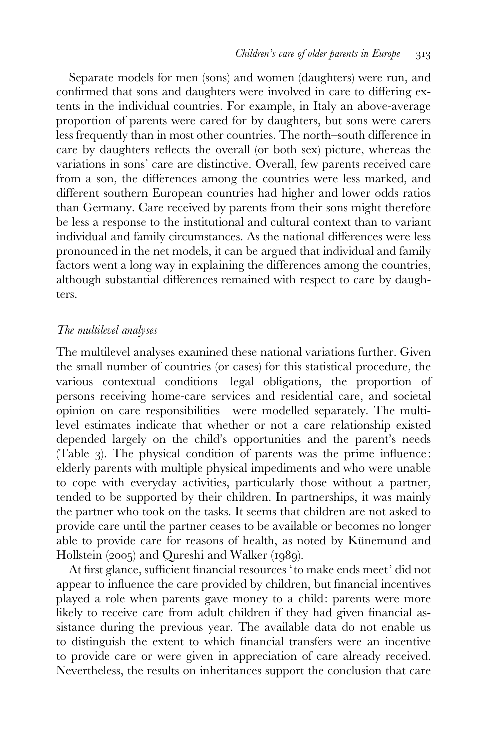Separate models for men (sons) and women (daughters) were run, and confirmed that sons and daughters were involved in care to differing extents in the individual countries. For example, in Italy an above-average proportion of parents were cared for by daughters, but sons were carers less frequently than in most other countries. The north–south difference in care by daughters reflects the overall (or both sex) picture, whereas the variations in sons' care are distinctive. Overall, few parents received care from a son, the differences among the countries were less marked, and different southern European countries had higher and lower odds ratios than Germany. Care received by parents from their sons might therefore be less a response to the institutional and cultural context than to variant individual and family circumstances. As the national differences were less pronounced in the net models, it can be argued that individual and family factors went a long way in explaining the differences among the countries, although substantial differences remained with respect to care by daughters.

### *The multilevel analyses*

The multilevel analyses examined these national variations further. Given the small number of countries (or cases) for this statistical procedure, the various contextual conditions – legal obligations, the proportion of persons receiving home-care services and residential care, and societal opinion on care responsibilities – were modelled separately. The multilevel estimates indicate that whether or not a care relationship existed depended largely on the child's opportunities and the parent's needs (Table 3). The physical condition of parents was the prime influence: elderly parents with multiple physical impediments and who were unable to cope with everyday activities, particularly those without a partner, tended to be supported by their children. In partnerships, it was mainly the partner who took on the tasks. It seems that children are not asked to provide care until the partner ceases to be available or becomes no longer able to provide care for reasons of health, as noted by Künemund and Hollstein (2005) and Qureshi and Walker (1989).

At first glance, sufficient financial resources 'to make ends meet' did not appear to influence the care provided by children, but financial incentives played a role when parents gave money to a child: parents were more likely to receive care from adult children if they had given financial assistance during the previous year. The available data do not enable us to distinguish the extent to which financial transfers were an incentive to provide care or were given in appreciation of care already received. Nevertheless, the results on inheritances support the conclusion that care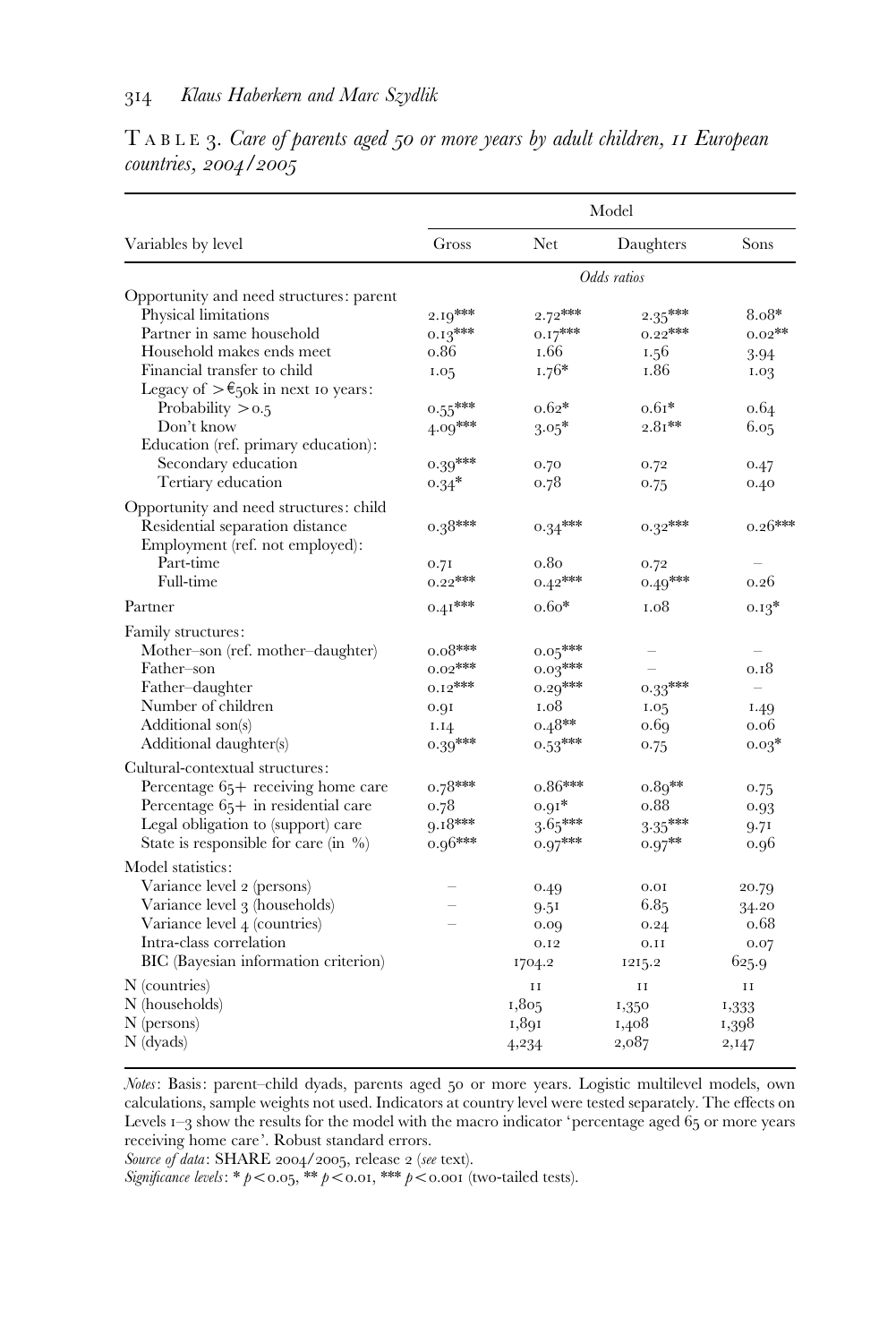TABLE 3. *Care of parents aged 50 or more years by adult children, 11 European countries, 2004/2005*

| Variables by level | Gross | Net | Daughters | Sons |
|---|---|---|---|---|
| | | *Odds ratios* | | |
| Opportunity and need structures: parent | | | | |
| Physical limitations | 2.19*** | 2.72*** | 2.35*** | 8.08* |
| Partner in same household | 0.13*** | 0.17*** | 0.22*** | 0.02** |
| Household makes ends meet | 0.86 | 1.66 | 1.56 | 3.94 |
| Financial transfer to child | 1.05 | 1.76* | 1.86 | 1.03 |
| Legacy of >€50k in next 10 years: | | | | |
| Probability >0.5 | 0.55*** | 0.62* | 0.61* | 0.64 |
| Don't know | 4.09*** | 3.05* | 2.81** | 6.05 |
| Education (ref. primary education): | | | | |
| Secondary education | 0.39*** | 0.70 | 0.72 | 0.47 |
| Tertiary education | 0.34* | 0.78 | 0.75 | 0.40 |
| Opportunity and need structures: child | | | | |
| Residential separation distance | 0.38*** | 0.34*** | 0.32*** | 0.26*** |
| Employment (ref. not employed): | | | | |
| Part-time | 0.71 | 0.80 | 0.72 | – |
| Full-time | 0.22*** | 0.42*** | 0.49*** | 0.26 |
| Partner | 0.41*** | 0.60* | 1.08 | 0.13* |
| Family structures: | | | | |
| Mother–son (ref. mother–daughter) | 0.08*** | 0.05*** | – | – |
| Father–son | 0.02*** | 0.03*** | – | 0.18 |
| Father–daughter | 0.12*** | 0.29*** | 0.33*** | – |
| Number of children | 0.91 | 1.08 | 1.05 | 1.49 |
| Additional son(s) | 1.14 | 0.48** | 0.69 | 0.06 |
| Additional daughter(s) | 0.39*** | 0.53*** | 0.75 | 0.03* |
| Cultural-contextual structures: | | | | |
| Percentage 65+ receiving home care | 0.78*** | 0.86*** | 0.89** | 0.75 |
| Percentage 65+ in residential care | 0.78 | 0.91* | 0.88 | 0.93 |
| Legal obligation to (support) care | 9.18*** | 3.65*** | 3.35*** | 9.71 |
| State is responsible for care (in %) | 0.96*** | 0.97*** | 0.97** | 0.96 |
| Model statistics: | | | | |
| Variance level 2 (persons) | – | 0.49 | 0.01 | 20.79 |
| Variance level 3 (households) | – | 9.51 | 6.85 | 34.20 |
| Variance level 4 (countries) | – | 0.09 | 0.24 | 0.68 |
| Intra-class correlation | | 0.12 | 0.11 | 0.07 |
| BIC (Bayesian information criterion) | | 1704.2 | 1215.2 | 625.9 |
| N (countries) | | 11 | 11 | 11 |
| N (households) | | 1,805 | 1,350 | 1,333 |
| N (persons) | | 1,891 | 1,408 | 1,398 |
| N (dyads) | | 4,234 | 2,087 | 2,147 |

*Notes*: Basis: parent–child dyads, parents aged 50 or more years. Logistic multilevel models, own calculations, sample weights not used. Indicators at country level were tested separately. The effects on Levels 1–3 show the results for the model with the macro indicator 'percentage aged 65 or more years receiving home care'. Robust standard errors.
*Source of data*: SHARE 2004/2005, release 2 (*see* text).
*Significance levels*: * $p<0.05$, ** $p<0.01$, *** $p<0.001$ (two-tailed tests).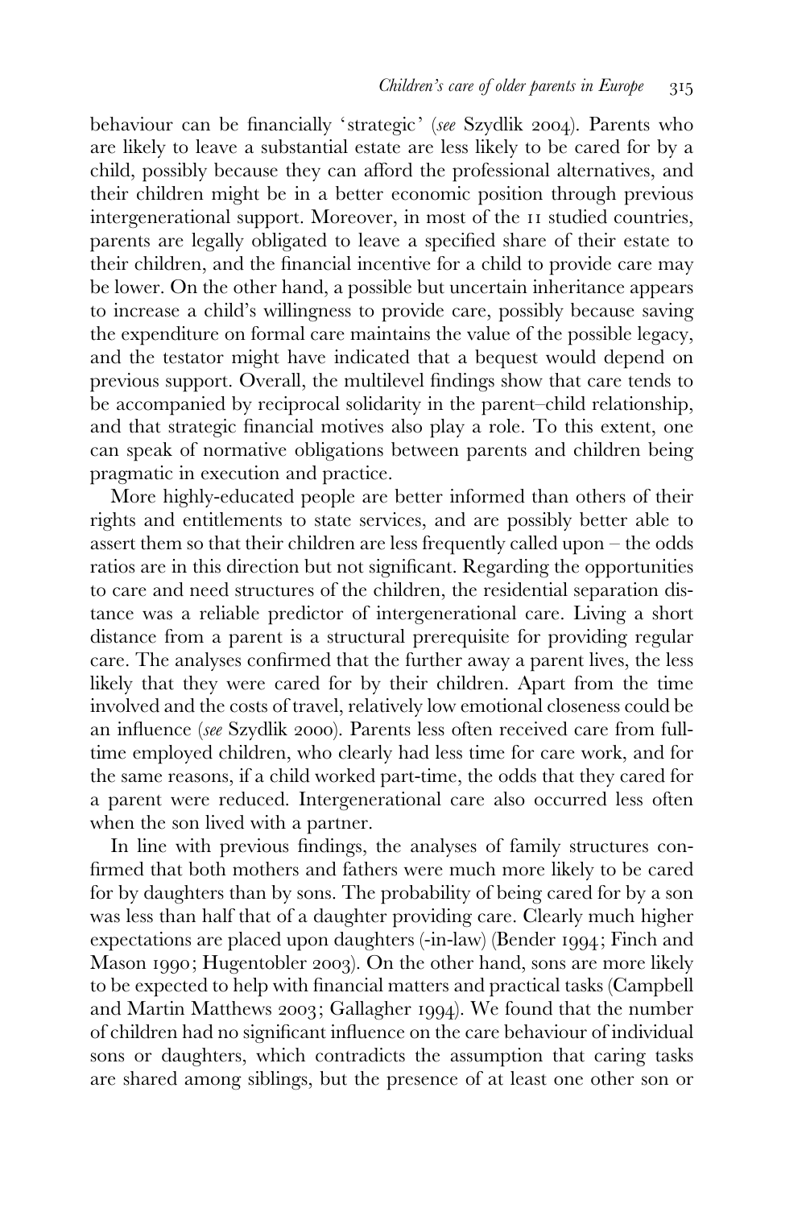behaviour can be financially 'strategic' (*see* Szydlik 2004). Parents who are likely to leave a substantial estate are less likely to be cared for by a child, possibly because they can afford the professional alternatives, and their children might be in a better economic position through previous intergenerational support. Moreover, in most of the 11 studied countries, parents are legally obligated to leave a specified share of their estate to their children, and the financial incentive for a child to provide care may be lower. On the other hand, a possible but uncertain inheritance appears to increase a child's willingness to provide care, possibly because saving the expenditure on formal care maintains the value of the possible legacy, and the testator might have indicated that a bequest would depend on previous support. Overall, the multilevel findings show that care tends to be accompanied by reciprocal solidarity in the parent–child relationship, and that strategic financial motives also play a role. To this extent, one can speak of normative obligations between parents and children being pragmatic in execution and practice.

More highly-educated people are better informed than others of their rights and entitlements to state services, and are possibly better able to assert them so that their children are less frequently called upon – the odds ratios are in this direction but not significant. Regarding the opportunities to care and need structures of the children, the residential separation distance was a reliable predictor of intergenerational care. Living a short distance from a parent is a structural prerequisite for providing regular care. The analyses confirmed that the further away a parent lives, the less likely that they were cared for by their children. Apart from the time involved and the costs of travel, relatively low emotional closeness could be an influence (*see* Szydlik 2000). Parents less often received care from full-time employed children, who clearly had less time for care work, and for the same reasons, if a child worked part-time, the odds that they cared for a parent were reduced. Intergenerational care also occurred less often when the son lived with a partner.

In line with previous findings, the analyses of family structures confirmed that both mothers and fathers were much more likely to be cared for by daughters than by sons. The probability of being cared for by a son was less than half that of a daughter providing care. Clearly much higher expectations are placed upon daughters (-in-law) (Bender 1994; Finch and Mason 1990; Hugentobler 2003). On the other hand, sons are more likely to be expected to help with financial matters and practical tasks (Campbell and Martin Matthews 2003; Gallagher 1994). We found that the number of children had no significant influence on the care behaviour of individual sons or daughters, which contradicts the assumption that caring tasks are shared among siblings, but the presence of at least one other son or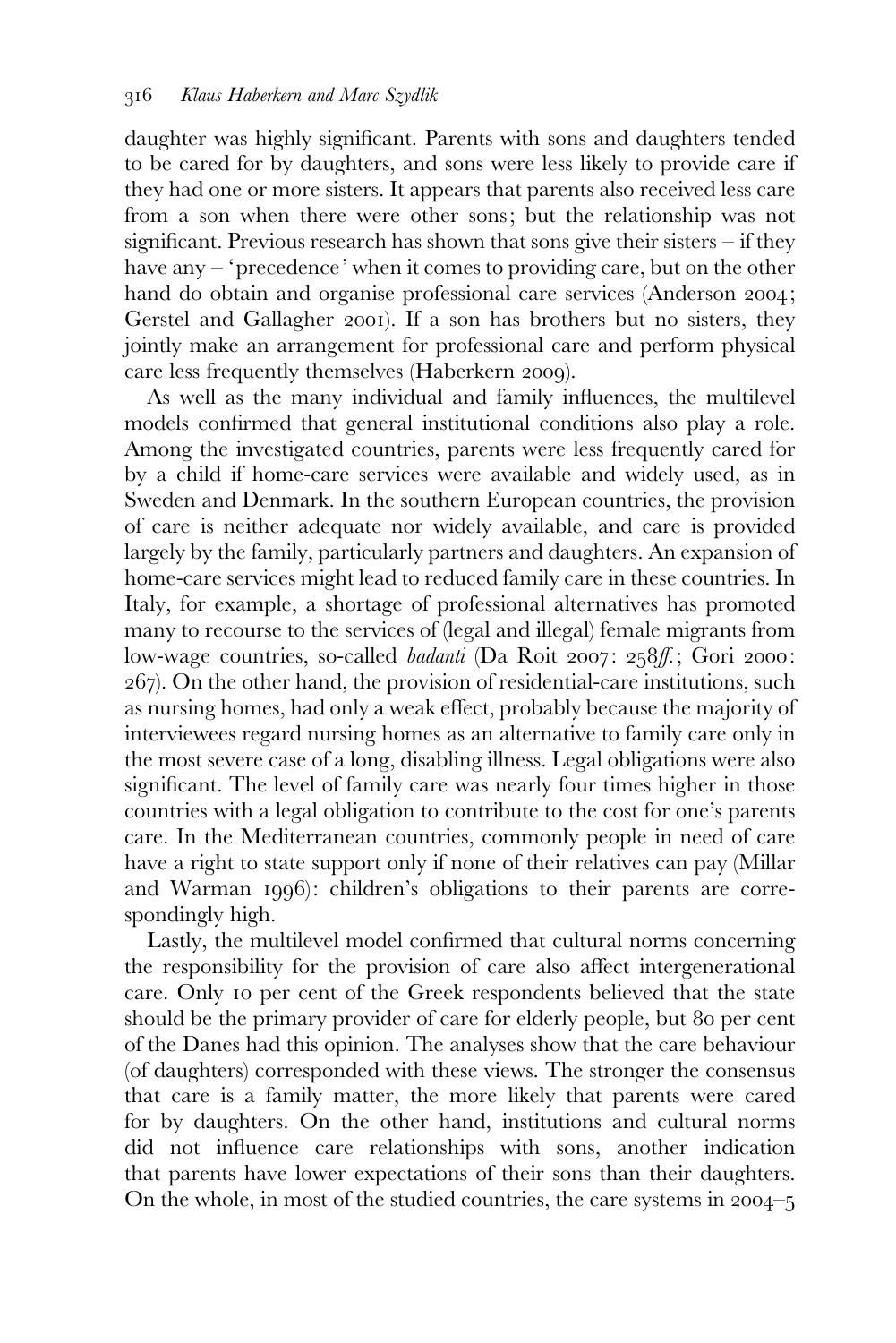daughter was highly significant. Parents with sons and daughters tended to be cared for by daughters, and sons were less likely to provide care if they had one or more sisters. It appears that parents also received less care from a son when there were other sons; but the relationship was not significant. Previous research has shown that sons give their sisters – if they have any – 'precedence' when it comes to providing care, but on the other hand do obtain and organise professional care services (Anderson 2004; Gerstel and Gallagher 2001). If a son has brothers but no sisters, they jointly make an arrangement for professional care and perform physical care less frequently themselves (Haberkern 2009).

As well as the many individual and family influences, the multilevel models confirmed that general institutional conditions also play a role. Among the investigated countries, parents were less frequently cared for by a child if home-care services were available and widely used, as in Sweden and Denmark. In the southern European countries, the provision of care is neither adequate nor widely available, and care is provided largely by the family, particularly partners and daughters. An expansion of home-care services might lead to reduced family care in these countries. In Italy, for example, a shortage of professional alternatives has promoted many to recourse to the services of (legal and illegal) female migrants from low-wage countries, so-called *badanti* (Da Roit 2007: 258*ff.*; Gori 2000: 267). On the other hand, the provision of residential-care institutions, such as nursing homes, had only a weak effect, probably because the majority of interviewees regard nursing homes as an alternative to family care only in the most severe case of a long, disabling illness. Legal obligations were also significant. The level of family care was nearly four times higher in those countries with a legal obligation to contribute to the cost for one's parents care. In the Mediterranean countries, commonly people in need of care have a right to state support only if none of their relatives can pay (Millar and Warman 1996): children's obligations to their parents are correspondingly high.

Lastly, the multilevel model confirmed that cultural norms concerning the responsibility for the provision of care also affect intergenerational care. Only 10 per cent of the Greek respondents believed that the state should be the primary provider of care for elderly people, but 80 per cent of the Danes had this opinion. The analyses show that the care behaviour (of daughters) corresponded with these views. The stronger the consensus that care is a family matter, the more likely that parents were cared for by daughters. On the other hand, institutions and cultural norms did not influence care relationships with sons, another indication that parents have lower expectations of their sons than their daughters. On the whole, in most of the studied countries, the care systems in 2004–5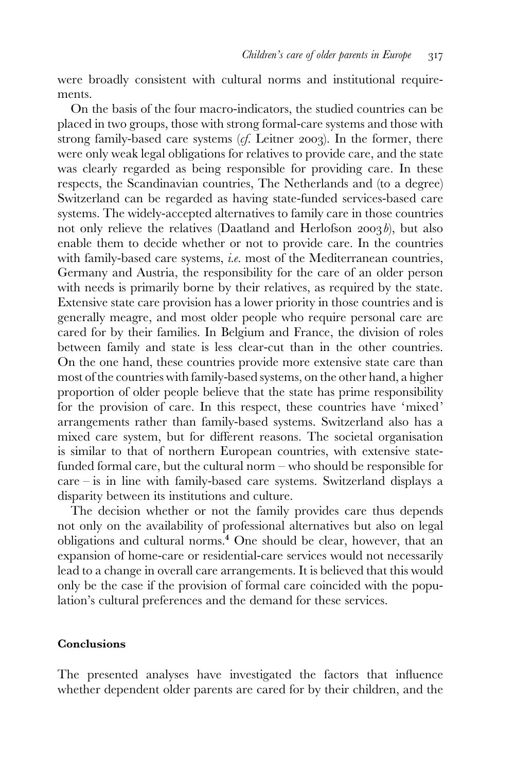were broadly consistent with cultural norms and institutional requirements.

On the basis of the four macro-indicators, the studied countries can be placed in two groups, those with strong formal-care systems and those with strong family-based care systems (*cf.* Leitner 2003). In the former, there were only weak legal obligations for relatives to provide care, and the state was clearly regarded as being responsible for providing care. In these respects, the Scandinavian countries, The Netherlands and (to a degree) Switzerland can be regarded as having state-funded services-based care systems. The widely-accepted alternatives to family care in those countries not only relieve the relatives (Daatland and Herlofson 2003*b*), but also enable them to decide whether or not to provide care. In the countries with family-based care systems, *i.e.* most of the Mediterranean countries, Germany and Austria, the responsibility for the care of an older person with needs is primarily borne by their relatives, as required by the state. Extensive state care provision has a lower priority in those countries and is generally meagre, and most older people who require personal care are cared for by their families. In Belgium and France, the division of roles between family and state is less clear-cut than in the other countries. On the one hand, these countries provide more extensive state care than most of the countries with family-based systems, on the other hand, a higher proportion of older people believe that the state has prime responsibility for the provision of care. In this respect, these countries have 'mixed' arrangements rather than family-based systems. Switzerland also has a mixed care system, but for different reasons. The societal organisation is similar to that of northern European countries, with extensive state-funded formal care, but the cultural norm – who should be responsible for care – is in line with family-based care systems. Switzerland displays a disparity between its institutions and culture.

The decision whether or not the family provides care thus depends not only on the availability of professional alternatives but also on legal obligations and cultural norms.[4] One should be clear, however, that an expansion of home-care or residential-care services would not necessarily lead to a change in overall care arrangements. It is believed that this would only be the case if the provision of formal care coincided with the population's cultural preferences and the demand for these services.

## Conclusions

The presented analyses have investigated the factors that influence whether dependent older parents are cared for by their children, and the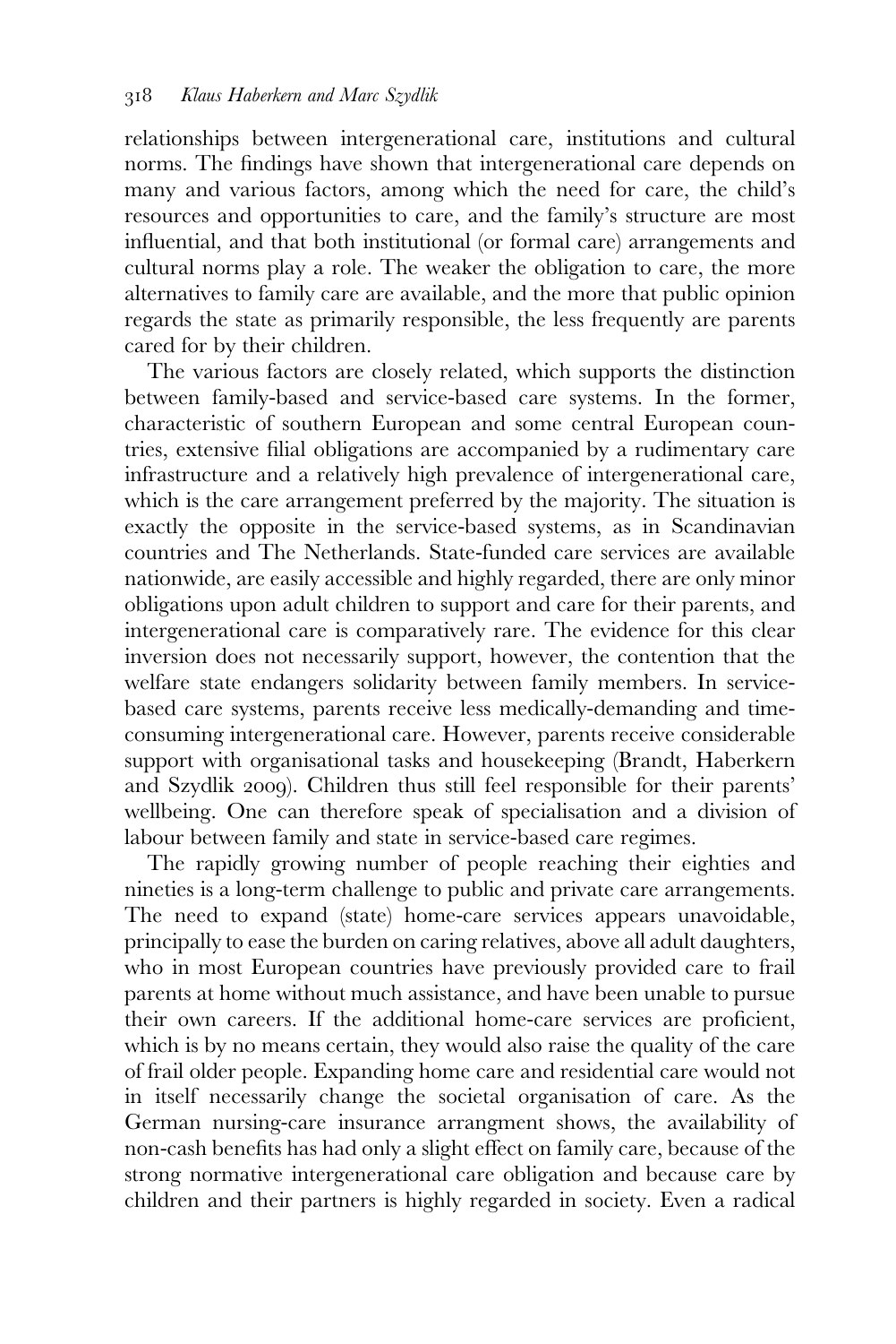relationships between intergenerational care, institutions and cultural norms. The findings have shown that intergenerational care depends on many and various factors, among which the need for care, the child's resources and opportunities to care, and the family's structure are most influential, and that both institutional (or formal care) arrangements and cultural norms play a role. The weaker the obligation to care, the more alternatives to family care are available, and the more that public opinion regards the state as primarily responsible, the less frequently are parents cared for by their children.

The various factors are closely related, which supports the distinction between family-based and service-based care systems. In the former, characteristic of southern European and some central European countries, extensive filial obligations are accompanied by a rudimentary care infrastructure and a relatively high prevalence of intergenerational care, which is the care arrangement preferred by the majority. The situation is exactly the opposite in the service-based systems, as in Scandinavian countries and The Netherlands. State-funded care services are available nationwide, are easily accessible and highly regarded, there are only minor obligations upon adult children to support and care for their parents, and intergenerational care is comparatively rare. The evidence for this clear inversion does not necessarily support, however, the contention that the welfare state endangers solidarity between family members. In service-based care systems, parents receive less medically-demanding and time-consuming intergenerational care. However, parents receive considerable support with organisational tasks and housekeeping (Brandt, Haberkern and Szydlik 2009). Children thus still feel responsible for their parents' wellbeing. One can therefore speak of specialisation and a division of labour between family and state in service-based care regimes.

The rapidly growing number of people reaching their eighties and nineties is a long-term challenge to public and private care arrangements. The need to expand (state) home-care services appears unavoidable, principally to ease the burden on caring relatives, above all adult daughters, who in most European countries have previously provided care to frail parents at home without much assistance, and have been unable to pursue their own careers. If the additional home-care services are proficient, which is by no means certain, they would also raise the quality of the care of frail older people. Expanding home care and residential care would not in itself necessarily change the societal organisation of care. As the German nursing-care insurance arrangment shows, the availability of non-cash benefits has had only a slight effect on family care, because of the strong normative intergenerational care obligation and because care by children and their partners is highly regarded in society. Even a radical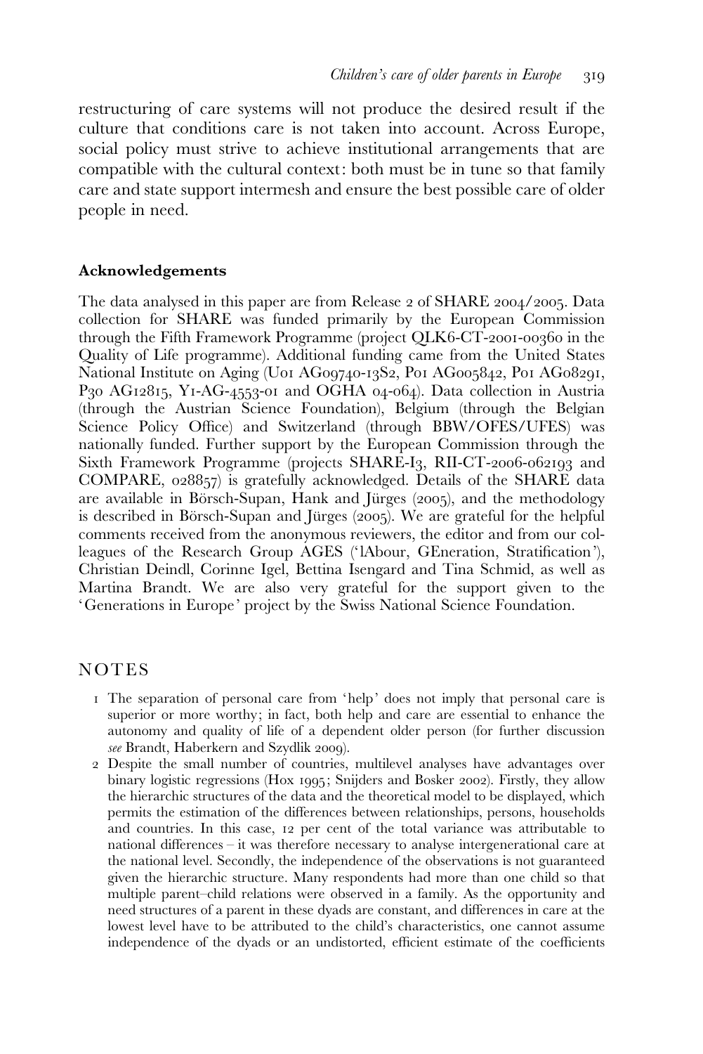restructuring of care systems will not produce the desired result if the culture that conditions care is not taken into account. Across Europe, social policy must strive to achieve institutional arrangements that are compatible with the cultural context: both must be in tune so that family care and state support intermesh and ensure the best possible care of older people in need.

### Acknowledgements

The data analysed in this paper are from Release 2 of SHARE 2004/2005. Data collection for SHARE was funded primarily by the European Commission through the Fifth Framework Programme (project QLK6-CT-2001-00360 in the Quality of Life programme). Additional funding came from the United States National Institute on Aging (U01 AG09740-13S2, P01 AG005842, P01 AG08291, P30 AG12815, Y1-AG-4553-01 and OGHA 04-064). Data collection in Austria (through the Austrian Science Foundation), Belgium (through the Belgian Science Policy Office) and Switzerland (through BBW/OFES/UFES) was nationally funded. Further support by the European Commission through the Sixth Framework Programme (projects SHARE-I3, RII-CT-2006-062193 and COMPARE, 028857) is gratefully acknowledged. Details of the SHARE data are available in Börsch-Supan, Hank and Jürges (2005), and the methodology is described in Börsch-Supan and Jürges (2005). We are grateful for the helpful comments received from the anonymous reviewers, the editor and from our colleagues of the Research Group AGES ('lAbour, GEneration, Stratification'), Christian Deindl, Corinne Igel, Bettina Isengard and Tina Schmid, as well as Martina Brandt. We are also very grateful for the support given to the 'Generations in Europe' project by the Swiss National Science Foundation.

## NOTES

1 The separation of personal care from 'help' does not imply that personal care is superior or more worthy; in fact, both help and care are essential to enhance the autonomy and quality of life of a dependent older person (for further discussion *see* Brandt, Haberkern and Szydlik 2009).

2 Despite the small number of countries, multilevel analyses have advantages over binary logistic regressions (Hox 1995; Snijders and Bosker 2002). Firstly, they allow the hierarchic structures of the data and the theoretical model to be displayed, which permits the estimation of the differences between relationships, persons, households and countries. In this case, 12 per cent of the total variance was attributable to national differences – it was therefore necessary to analyse intergenerational care at the national level. Secondly, the independence of the observations is not guaranteed given the hierarchic structure. Many respondents had more than one child so that multiple parent–child relations were observed in a family. As the opportunity and need structures of a parent in these dyads are constant, and differences in care at the lowest level have to be attributed to the child's characteristics, one cannot assume independence of the dyads or an undistorted, efficient estimate of the coefficients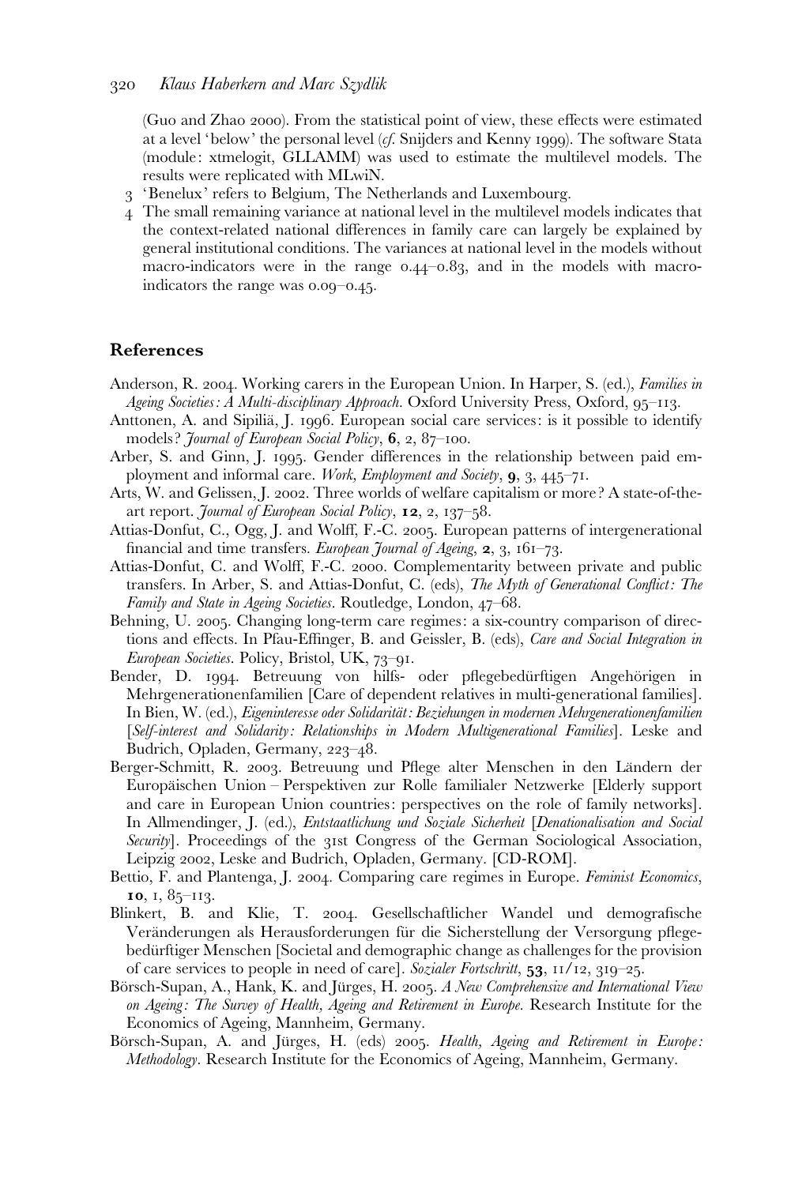(Guo and Zhao 2000). From the statistical point of view, these effects were estimated at a level 'below' the personal level (*cf.* Snijders and Kenny 1999). The software Stata (module: xtmelogit, GLLAMM) was used to estimate the multilevel models. The results were replicated with MLwiN.

3 'Benelux' refers to Belgium, The Netherlands and Luxembourg.

4 The small remaining variance at national level in the multilevel models indicates that the context-related national differences in family care can largely be explained by general institutional conditions. The variances at national level in the models without macro-indicators were in the range 0.44–0.83, and in the models with macro-indicators the range was 0.09–0.45.

## References

Anderson, R. 2004. Working carers in the European Union. In Harper, S. (ed.), *Families in Ageing Societies: A Multi-disciplinary Approach*. Oxford University Press, Oxford, 95–113.

Anttonen, A. and Sipiliä, J. 1996. European social care services: is it possible to identify models? *Journal of European Social Policy*, **6**, 2, 87–100.

Arber, S. and Ginn, J. 1995. Gender differences in the relationship between paid employment and informal care. *Work, Employment and Society*, **9**, 3, 445–71.

Arts, W. and Gelissen, J. 2002. Three worlds of welfare capitalism or more? A state-of-the-art report. *Journal of European Social Policy*, **12**, 2, 137–58.

Attias-Donfut, C., Ogg, J. and Wolff, F.-C. 2005. European patterns of intergenerational financial and time transfers. *European Journal of Ageing*, **2**, 3, 161–73.

Attias-Donfut, C. and Wolff, F.-C. 2000. Complementarity between private and public transfers. In Arber, S. and Attias-Donfut, C. (eds), *The Myth of Generational Conflict: The Family and State in Ageing Societies*. Routledge, London, 47–68.

Behning, U. 2005. Changing long-term care regimes: a six-country comparison of directions and effects. In Pfau-Effinger, B. and Geissler, B. (eds), *Care and Social Integration in European Societies*. Policy, Bristol, UK, 73–91.

Bender, D. 1994. Betreuung von hilfs- oder pflegebedürftigen Angehörigen in Mehrgenerationenfamilien [Care of dependent relatives in multi-generational families]. In Bien, W. (ed.), *Eigeninteresse oder Solidarität: Beziehungen in modernen Mehrgenerationenfamilien* [*Self-interest and Solidarity: Relationships in Modern Multigenerational Families*]. Leske and Budrich, Opladen, Germany, 223–48.

Berger-Schmitt, R. 2003. Betreuung und Pflege alter Menschen in den Ländern der Europäischen Union – Perspektiven zur Rolle familialer Netzwerke [Elderly support and care in European Union countries: perspectives on the role of family networks]. In Allmendinger, J. (ed.), *Entstaatlichung und Soziale Sicherheit* [*Denationalisation and Social Security*]. Proceedings of the 31st Congress of the German Sociological Association, Leipzig 2002, Leske and Budrich, Opladen, Germany. [CD-ROM].

Bettio, F. and Plantenga, J. 2004. Comparing care regimes in Europe. *Feminist Economics*, **10**, 1, 85–113.

Blinkert, B. and Klie, T. 2004. Gesellschaftlicher Wandel und demografische Veränderungen als Herausforderungen für die Sicherstellung der Versorgung pflegebedürftiger Menschen [Societal and demographic change as challenges for the provision of care services to people in need of care]. *Sozialer Fortschritt*, **53**, 11/12, 319–25.

Börsch-Supan, A., Hank, K. and Jürges, H. 2005. *A New Comprehensive and International View on Ageing: The Survey of Health, Ageing and Retirement in Europe*. Research Institute for the Economics of Ageing, Mannheim, Germany.

Börsch-Supan, A. and Jürges, H. (eds) 2005. *Health, Ageing and Retirement in Europe: Methodology*. Research Institute for the Economics of Ageing, Mannheim, Germany.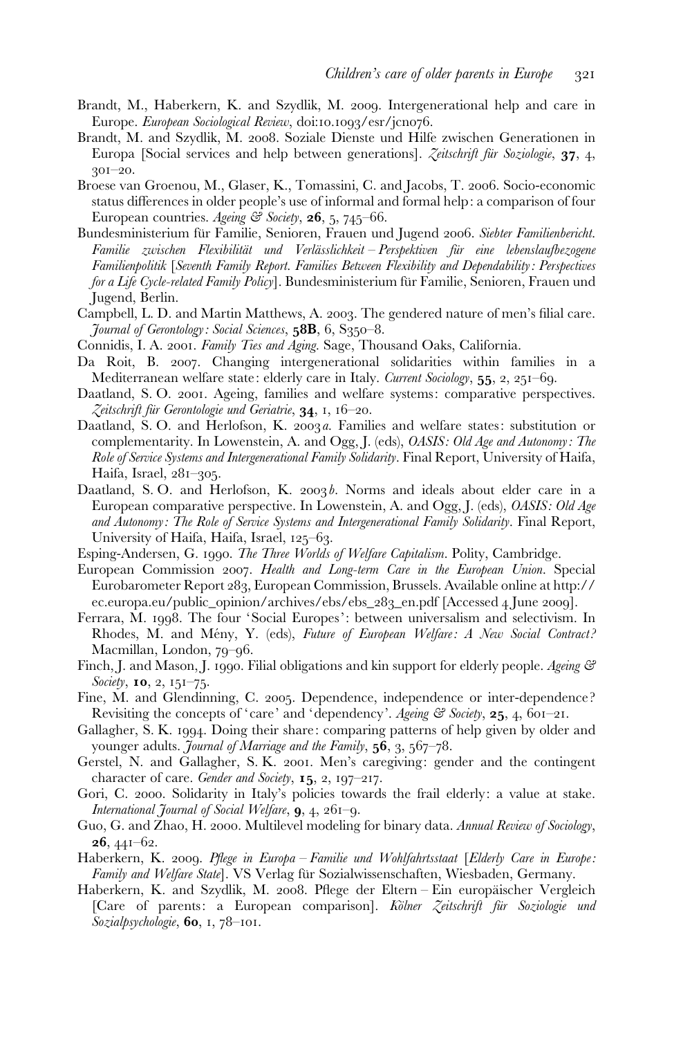Brandt, M., Haberkern, K. and Szydlik, M. 2009. Intergenerational help and care in Europe. *European Sociological Review*, doi:10.1093/esr/jcn076.

Brandt, M. and Szydlik, M. 2008. Soziale Dienste und Hilfe zwischen Generationen in Europa [Social services and help between generations]. *Zeitschrift für Soziologie*, **37**, 4, 301–20.

Broese van Groenou, M., Glaser, K., Tomassini, C. and Jacobs, T. 2006. Socio-economic status differences in older people's use of informal and formal help: a comparison of four European countries. *Ageing & Society*, **26**, 5, 745–66.

Bundesministerium für Familie, Senioren, Frauen und Jugend 2006. *Siebter Familienbericht. Familie zwischen Flexibilität und Verlässlichkeit – Perspektiven für eine lebenslaufbezogene Familienpolitik* [*Seventh Family Report. Families Between Flexibility and Dependability: Perspectives for a Life Cycle-related Family Policy*]. Bundesministerium für Familie, Senioren, Frauen und Jugend, Berlin.

Campbell, L. D. and Martin Matthews, A. 2003. The gendered nature of men's filial care. *Journal of Gerontology: Social Sciences*, **58B**, 6, S350–8.

Connidis, I. A. 2001. *Family Ties and Aging*. Sage, Thousand Oaks, California.

Da Roit, B. 2007. Changing intergenerational solidarities within families in a Mediterranean welfare state: elderly care in Italy. *Current Sociology*, **55**, 2, 251–69.

Daatland, S. O. 2001. Ageing, families and welfare systems: comparative perspectives. *Zeitschrift für Gerontologie und Geriatrie*, **34**, 1, 16–20.

Daatland, S. O. and Herlofson, K. 2003*a*. Families and welfare states: substitution or complementarity. In Lowenstein, A. and Ogg, J. (eds), *OASIS: Old Age and Autonomy: The Role of Service Systems and Intergenerational Family Solidarity*. Final Report, University of Haifa, Haifa, Israel, 281–305.

Daatland, S. O. and Herlofson, K. 2003*b*. Norms and ideals about elder care in a European comparative perspective. In Lowenstein, A. and Ogg, J. (eds), *OASIS: Old Age and Autonomy: The Role of Service Systems and Intergenerational Family Solidarity*. Final Report, University of Haifa, Haifa, Israel, 125–63.

Esping-Andersen, G. 1990. *The Three Worlds of Welfare Capitalism*. Polity, Cambridge.

European Commission 2007. *Health and Long-term Care in the European Union*. Special Eurobarometer Report 283, European Commission, Brussels. Available online at http://ec.europa.eu/public_opinion/archives/ebs/ebs_283_en.pdf [Accessed 4 June 2009].

Ferrara, M. 1998. The four 'Social Europes': between universalism and selectivism. In Rhodes, M. and Mény, Y. (eds), *Future of European Welfare: A New Social Contract?* Macmillan, London, 79–96.

Finch, J. and Mason, J. 1990. Filial obligations and kin support for elderly people. *Ageing & Society*, **10**, 2, 151–75.

Fine, M. and Glendinning, C. 2005. Dependence, independence or inter-dependence? Revisiting the concepts of 'care' and 'dependency'. *Ageing & Society*, **25**, 4, 601–21.

Gallagher, S. K. 1994. Doing their share: comparing patterns of help given by older and younger adults. *Journal of Marriage and the Family*, **56**, 3, 567–78.

Gerstel, N. and Gallagher, S. K. 2001. Men's caregiving: gender and the contingent character of care. *Gender and Society*, **15**, 2, 197–217.

Gori, C. 2000. Solidarity in Italy's policies towards the frail elderly: a value at stake. *International Journal of Social Welfare*, **9**, 4, 261–9.

Guo, G. and Zhao, H. 2000. Multilevel modeling for binary data. *Annual Review of Sociology*, **26**, 441–62.

Haberkern, K. 2009. *Pflege in Europa – Familie und Wohlfahrtsstaat* [*Elderly Care in Europe: Family and Welfare State*]. VS Verlag für Sozialwissenschaften, Wiesbaden, Germany.

Haberkern, K. and Szydlik, M. 2008. Pflege der Eltern – Ein europäischer Vergleich [Care of parents: a European comparison]. *Kölner Zeitschrift für Soziologie und Sozialpsychologie*, **60**, 1, 78–101.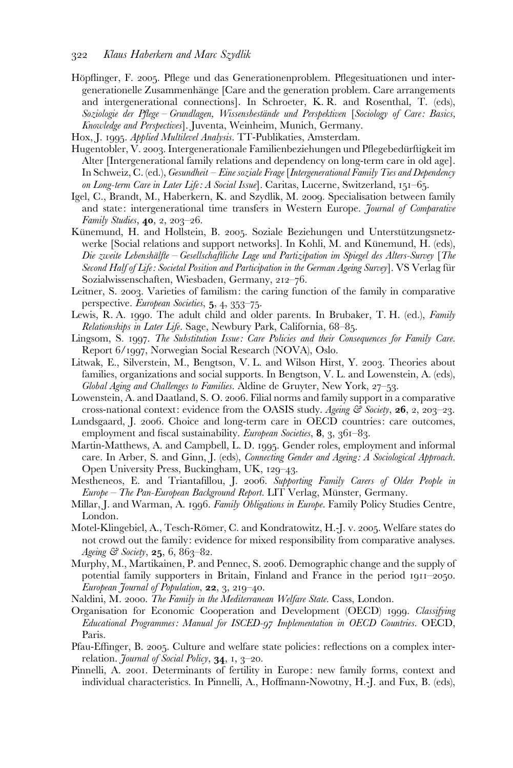Höpflinger, F. 2005. Pflege und das Generationenproblem. Pflegesituationen und intergenerationelle Zusammenhänge [Care and the generation problem. Care arrangements and intergenerational connections]. In Schroeter, K. R. and Rosenthal, T. (eds), *Soziologie der Pflege – Grundlagen, Wissensbestände und Perspektiven* [*Sociology of Care: Basics, Knowledge and Perspectives*]. Juventa, Weinheim, Munich, Germany.

Hox, J. 1995. *Applied Multilevel Analysis*. TT-Publikaties, Amsterdam.

Hugentobler, V. 2003. Intergenerationale Familienbeziehungen und Pflegebedürftigkeit im Alter [Intergenerational family relations and dependency on long-term care in old age]. In Schweiz, C. (ed.), *Gesundheit – Eine soziale Frage* [*Intergenerational Family Ties and Dependency on Long-term Care in Later Life: A Social Issue*]. Caritas, Lucerne, Switzerland, 151–65.

Igel, C., Brandt, M., Haberkern, K. and Szydlik, M. 2009. Specialisation between family and state: intergenerational time transfers in Western Europe. *Journal of Comparative Family Studies*, **40**, 2, 203–26.

Künemund, H. and Hollstein, B. 2005. Soziale Beziehungen und Unterstützungsnetzwerke [Social relations and support networks]. In Kohli, M. and Künemund, H. (eds), *Die zweite Lebenshälfte – Gesellschaftliche Lage und Partizipation im Spiegel des Alters-Survey* [*The Second Half of Life: Societal Position and Participation in the German Ageing Survey*]. VS Verlag für Sozialwissenschaften, Wiesbaden, Germany, 212–76.

Leitner, S. 2003. Varieties of familism: the caring function of the family in comparative perspective. *European Societies*, **5**, 4, 353–75.

Lewis, R. A. 1990. The adult child and older parents. In Brubaker, T. H. (ed.), *Family Relationships in Later Life*. Sage, Newbury Park, California, 68–85.

Lingsom, S. 1997. *The Substitution Issue: Care Policies and their Consequences for Family Care*. Report 6/1997, Norwegian Social Research (NOVA), Oslo.

Litwak, E., Silverstein, M., Bengtson, V. L. and Wilson Hirst, Y. 2003. Theories about families, organizations and social supports. In Bengtson, V. L. and Lowenstein, A. (eds), *Global Aging and Challenges to Families*. Aldine de Gruyter, New York, 27–53.

Lowenstein, A. and Daatland, S. O. 2006. Filial norms and family support in a comparative cross-national context: evidence from the OASIS study. *Ageing & Society*, **26**, 2, 203–23.

Lundsgaard, J. 2006. Choice and long-term care in OECD countries: care outcomes, employment and fiscal sustainability. *European Societies*, **8**, 3, 361–83.

Martin-Matthews, A. and Campbell, L. D. 1995. Gender roles, employment and informal care. In Arber, S. and Ginn, J. (eds), *Connecting Gender and Ageing: A Sociological Approach*. Open University Press, Buckingham, UK, 129–43.

Mestheneos, E. and Triantafillou, J. 2006. *Supporting Family Carers of Older People in Europe – The Pan-European Background Report*. LIT Verlag, Münster, Germany.

Millar, J. and Warman, A. 1996. *Family Obligations in Europe*. Family Policy Studies Centre, London.

Motel-Klingebiel, A., Tesch-Römer, C. and Kondratowitz, H.-J. v. 2005. Welfare states do not crowd out the family: evidence for mixed responsibility from comparative analyses. *Ageing & Society*, **25**, 6, 863–82.

Murphy, M., Martikainen, P. and Pennec, S. 2006. Demographic change and the supply of potential family supporters in Britain, Finland and France in the period 1911–2050. *European Journal of Population*, **22**, 3, 219–40.

Naldini, M. 2000. *The Family in the Mediterranean Welfare State*. Cass, London.

Organisation for Economic Cooperation and Development (OECD) 1999. *Classifying Educational Programmes: Manual for ISCED-97 Implementation in OECD Countries*. OECD, Paris.

Pfau-Effinger, B. 2005. Culture and welfare state policies: reflections on a complex interrelation. *Journal of Social Policy*, **34**, 1, 3–20.

Pinnelli, A. 2001. Determinants of fertility in Europe: new family forms, context and individual characteristics. In Pinnelli, A., Hoffmann-Nowotny, H.-J. and Fux, B. (eds),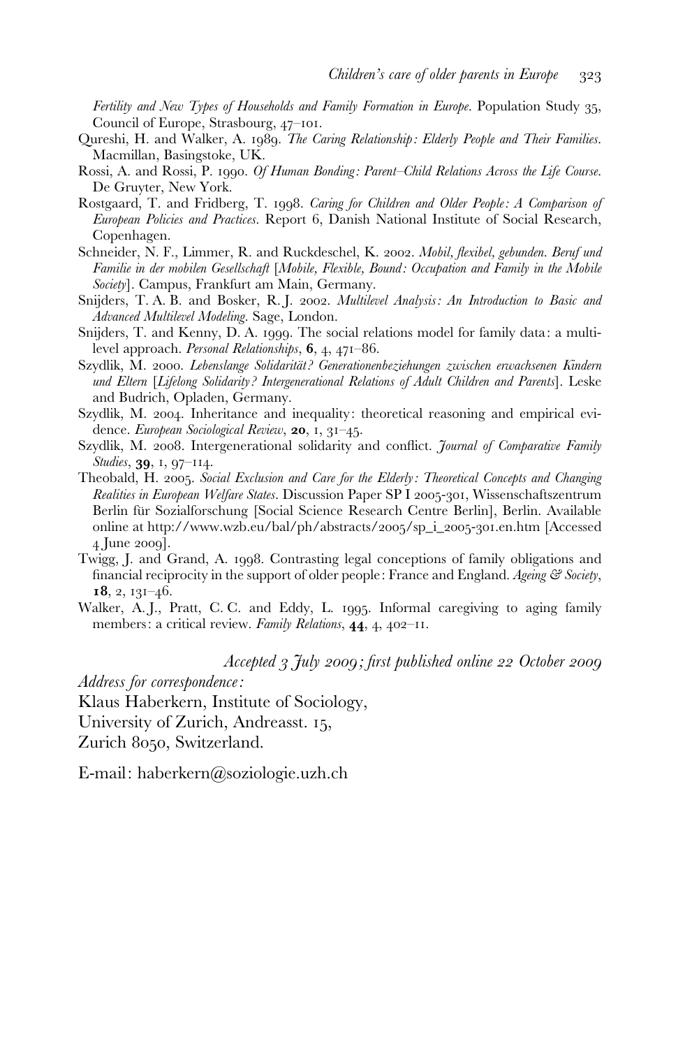*Fertility and New Types of Households and Family Formation in Europe*. Population Study 35, Council of Europe, Strasbourg, 47–101.

Qureshi, H. and Walker, A. 1989. *The Caring Relationship: Elderly People and Their Families*. Macmillan, Basingstoke, UK.

Rossi, A. and Rossi, P. 1990. *Of Human Bonding: Parent–Child Relations Across the Life Course*. De Gruyter, New York.

Rostgaard, T. and Fridberg, T. 1998. *Caring for Children and Older People: A Comparison of European Policies and Practices*. Report 6, Danish National Institute of Social Research, Copenhagen.

Schneider, N. F., Limmer, R. and Ruckdeschel, K. 2002. *Mobil, flexibel, gebunden. Beruf und Familie in der mobilen Gesellschaft [Mobile, Flexible, Bound: Occupation and Family in the Mobile Society]*. Campus, Frankfurt am Main, Germany.

Snijders, T. A. B. and Bosker, R. J. 2002. *Multilevel Analysis: An Introduction to Basic and Advanced Multilevel Modeling*. Sage, London.

Snijders, T. and Kenny, D. A. 1999. The social relations model for family data: a multilevel approach. *Personal Relationships*, **6**, 4, 471–86.

Szydlik, M. 2000. *Lebenslange Solidarität? Generationenbeziehungen zwischen erwachsenen Kindern und Eltern [Lifelong Solidarity? Intergenerational Relations of Adult Children and Parents]*. Leske and Budrich, Opladen, Germany.

Szydlik, M. 2004. Inheritance and inequality: theoretical reasoning and empirical evidence. *European Sociological Review*, **20**, 1, 31–45.

Szydlik, M. 2008. Intergenerational solidarity and conflict. *Journal of Comparative Family Studies*, **39**, 1, 97–114.

Theobald, H. 2005. *Social Exclusion and Care for the Elderly: Theoretical Concepts and Changing Realities in European Welfare States*. Discussion Paper SP I 2005-301, Wissenschaftszentrum Berlin für Sozialforschung [Social Science Research Centre Berlin], Berlin. Available online at http://www.wzb.eu/bal/ph/abstracts/2005/sp_i_2005-301.en.htm [Accessed 4 June 2009].

Twigg, J. and Grand, A. 1998. Contrasting legal conceptions of family obligations and financial reciprocity in the support of older people: France and England. *Ageing & Society*, **18**, 2, 131–46.

Walker, A. J., Pratt, C. C. and Eddy, L. 1995. Informal caregiving to aging family members: a critical review. *Family Relations*, **44**, 4, 402–11.

*Accepted 3 July 2009; first published online 22 October 2009*

*Address for correspondence:*

Klaus Haberkern, Institute of Sociology,
University of Zurich, Andreasst. 15,
Zurich 8050, Switzerland.

E-mail: haberkern@soziologie.uzh.ch